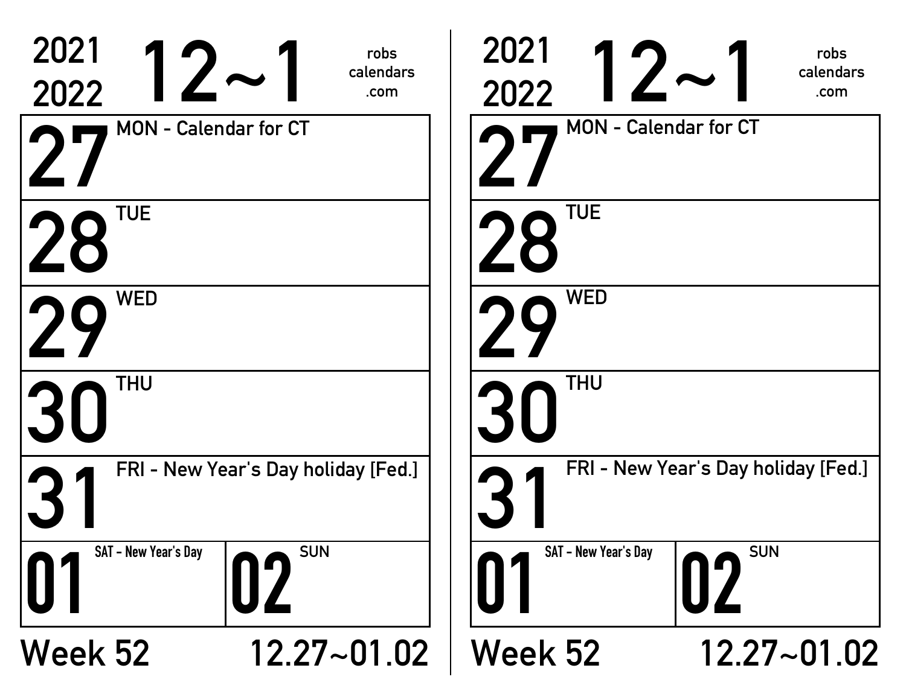2021
2022

# 12~1

robs
calendars
.com

**27** MON - Calendar for CT

**28** TUE

**29** WED

**30** THU

**31** FRI - New Year's Day holiday [Fed.]

**01** SAT - New Year's Day

**02** SUN

Week 52 12.27~01.02

---

2021
2022

# 12~1

robs
calendars
.com

**27** MON - Calendar for CT

**28** TUE

**29** WED

**30** THU

**31** FRI - New Year's Day holiday [Fed.]

**01** SAT - New Year's Day

**02** SUN

Week 52 12.27~01.02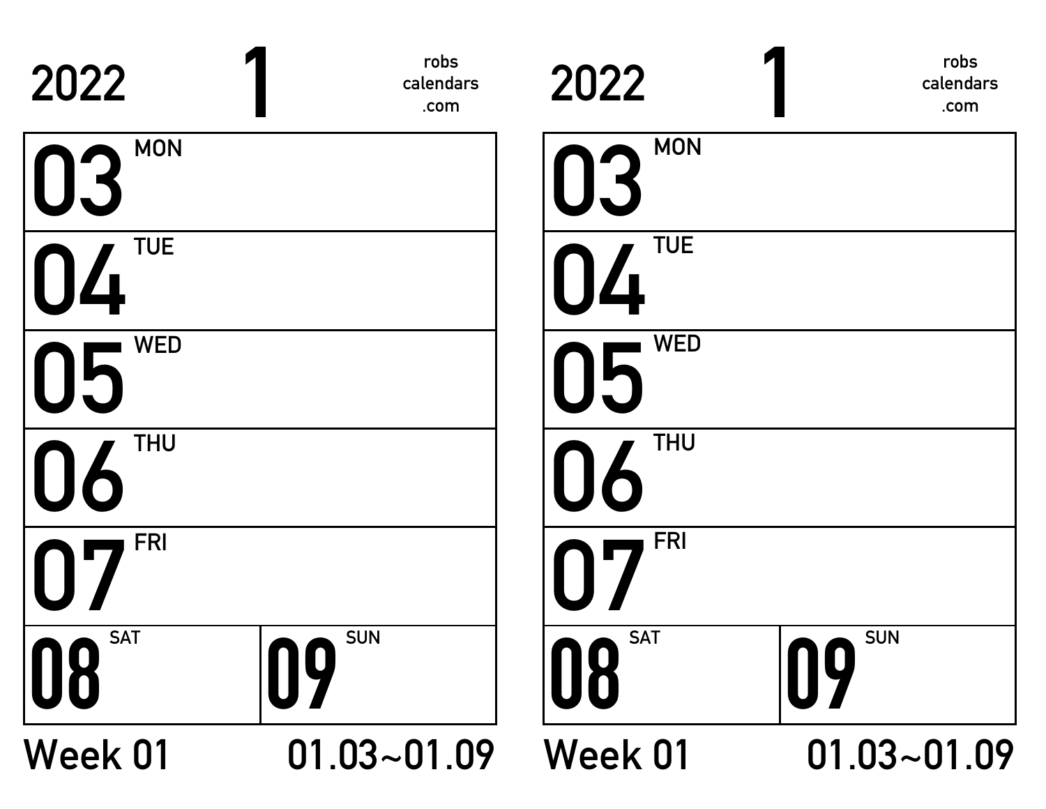2022 **1** robs calendars .com

| | |
|---|---|
| **03** MON | |
| **04** TUE | |
| **05** WED | |
| **06** THU | |
| **07** FRI | |
| **08** SAT | **09** SUN |

Week 01 01.03~01.09

2022 **1** robs calendars .com

| | |
|---|---|
| **03** MON | |
| **04** TUE | |
| **05** WED | |
| **06** THU | |
| **07** FRI | |
| **08** SAT | **09** SUN |

Week 01 01.03~01.09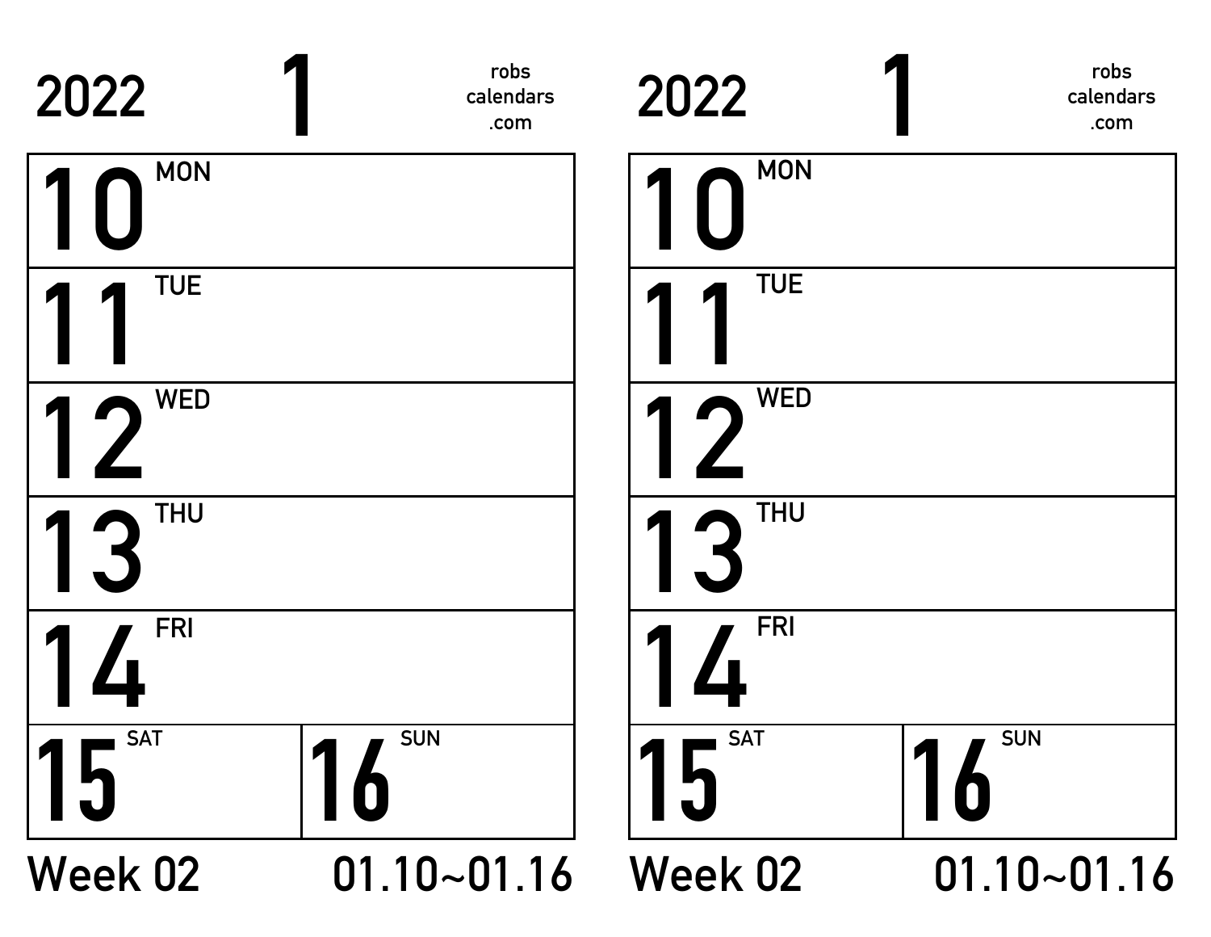2022 **1** robs calendars .com

| | |
|---|---|
| **10** MON | |
| **11** TUE | |
| **12** WED | |
| **13** THU | |
| **14** FRI | |
| **15** SAT | **16** SUN |

Week 02 01.10~01.16

2022 **1** robs calendars .com

| | |
|---|---|
| **10** MON | |
| **11** TUE | |
| **12** WED | |
| **13** THU | |
| **14** FRI | |
| **15** SAT | **16** SUN |

Week 02 01.10~01.16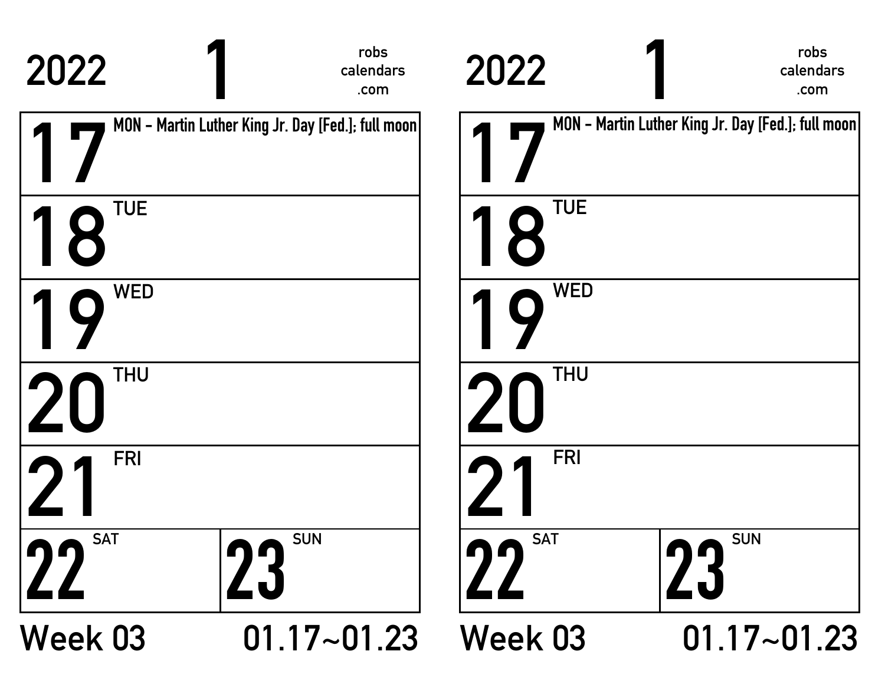2022 **1** robs calendars .com

**17** MON - Martin Luther King Jr. Day [Fed.]; full moon

**18** TUE

**19** WED

**20** THU

**21** FRI

**22** SAT

**23** SUN

Week 03 01.17~01.23

2022 **1** robs calendars .com

**17** MON - Martin Luther King Jr. Day [Fed.]; full moon

**18** TUE

**19** WED

**20** THU

**21** FRI

**22** SAT

**23** SUN

Week 03 01.17~01.23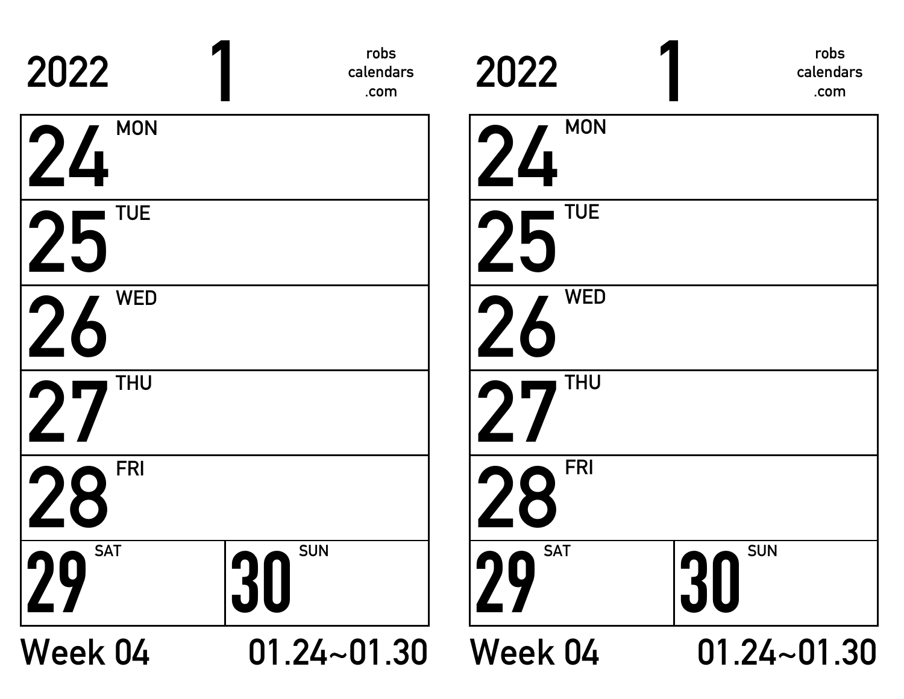2022 1 robs calendars .com

| | |
|---|---|
| 24 MON | |
| 25 TUE | |
| 26 WED | |
| 27 THU | |
| 28 FRI | |
| 29 SAT | 30 SUN |

Week 04 01.24~01.30

2022 1 robs calendars .com

| | |
|---|---|
| 24 MON | |
| 25 TUE | |
| 26 WED | |
| 27 THU | |
| 28 FRI | |
| 29 SAT | 30 SUN |

Week 04 01.24~01.30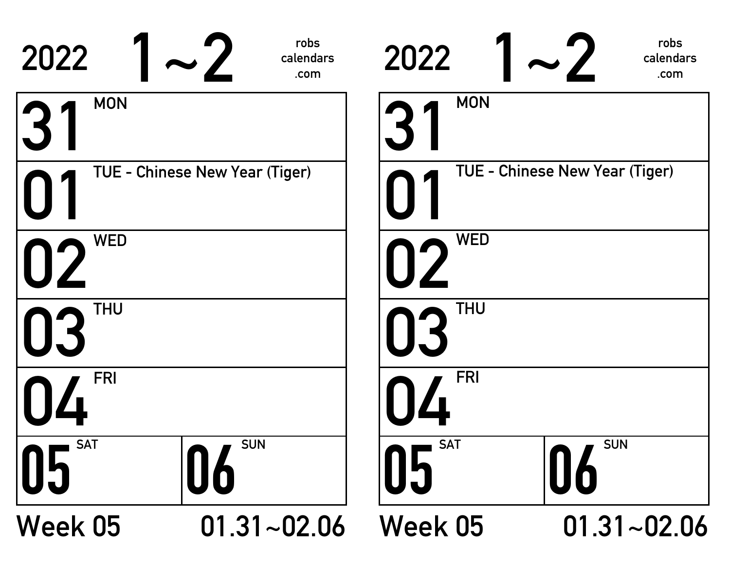2022 **1~2** robs calendars .com

| | |
|---|---|
| **31** MON | |
| **01** TUE - Chinese New Year (Tiger) | |
| **02** WED | |
| **03** THU | |
| **04** FRI | |
| **05** SAT | **06** SUN |

Week 05 01.31~02.06

2022 **1~2** robs calendars .com

| | |
|---|---|
| **31** MON | |
| **01** TUE - Chinese New Year (Tiger) | |
| **02** WED | |
| **03** THU | |
| **04** FRI | |
| **05** SAT | **06** SUN |

Week 05 01.31~02.06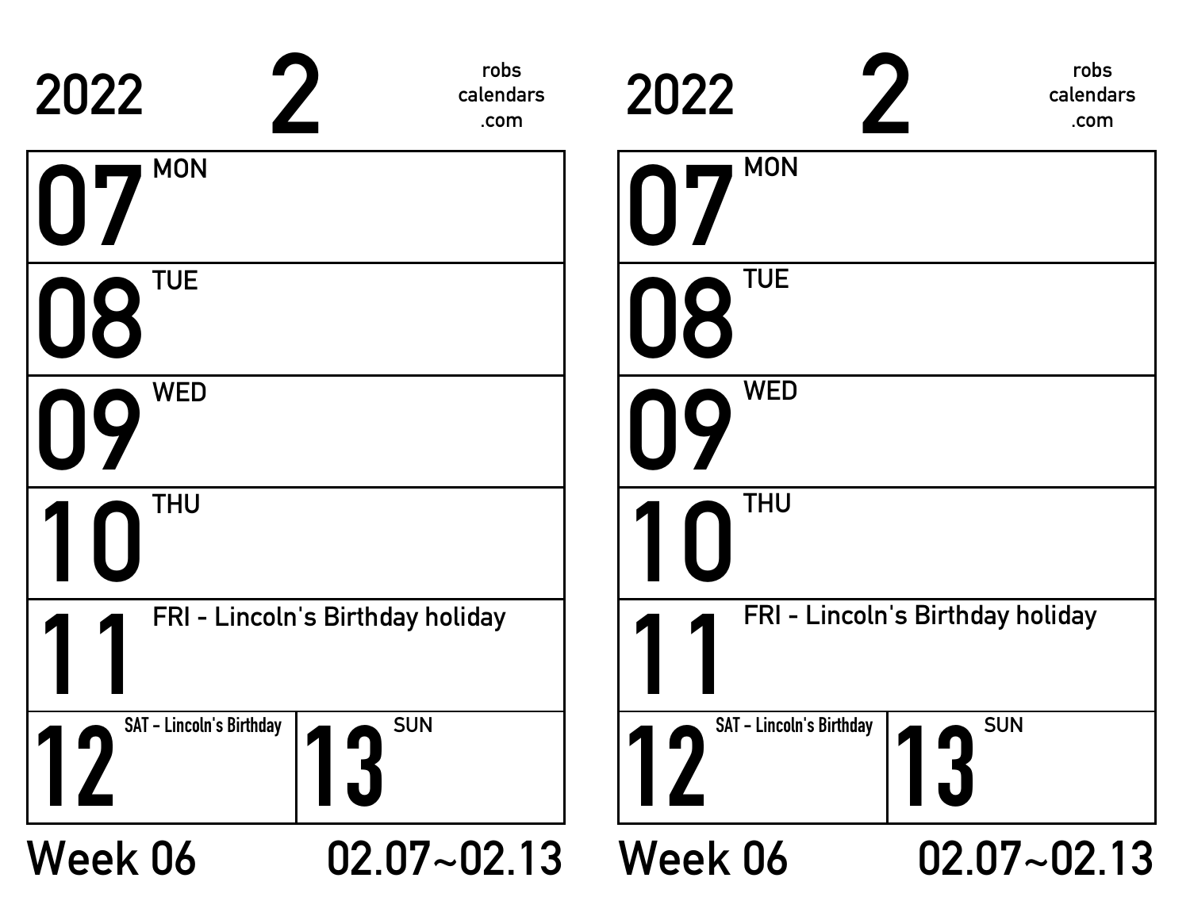2022 **2** robs calendars .com

| | |
|---|---|
| **07** | MON |
| **08** | TUE |
| **09** | WED |
| **10** | THU |
| **11** | FRI - Lincoln's Birthday holiday |
| **12** SAT - Lincoln's Birthday | **13** SUN |

Week 06 02.07~02.13

2022 **2** robs calendars .com

| | |
|---|---|
| **07** | MON |
| **08** | TUE |
| **09** | WED |
| **10** | THU |
| **11** | FRI - Lincoln's Birthday holiday |
| **12** SAT - Lincoln's Birthday | **13** SUN |

Week 06 02.07~02.13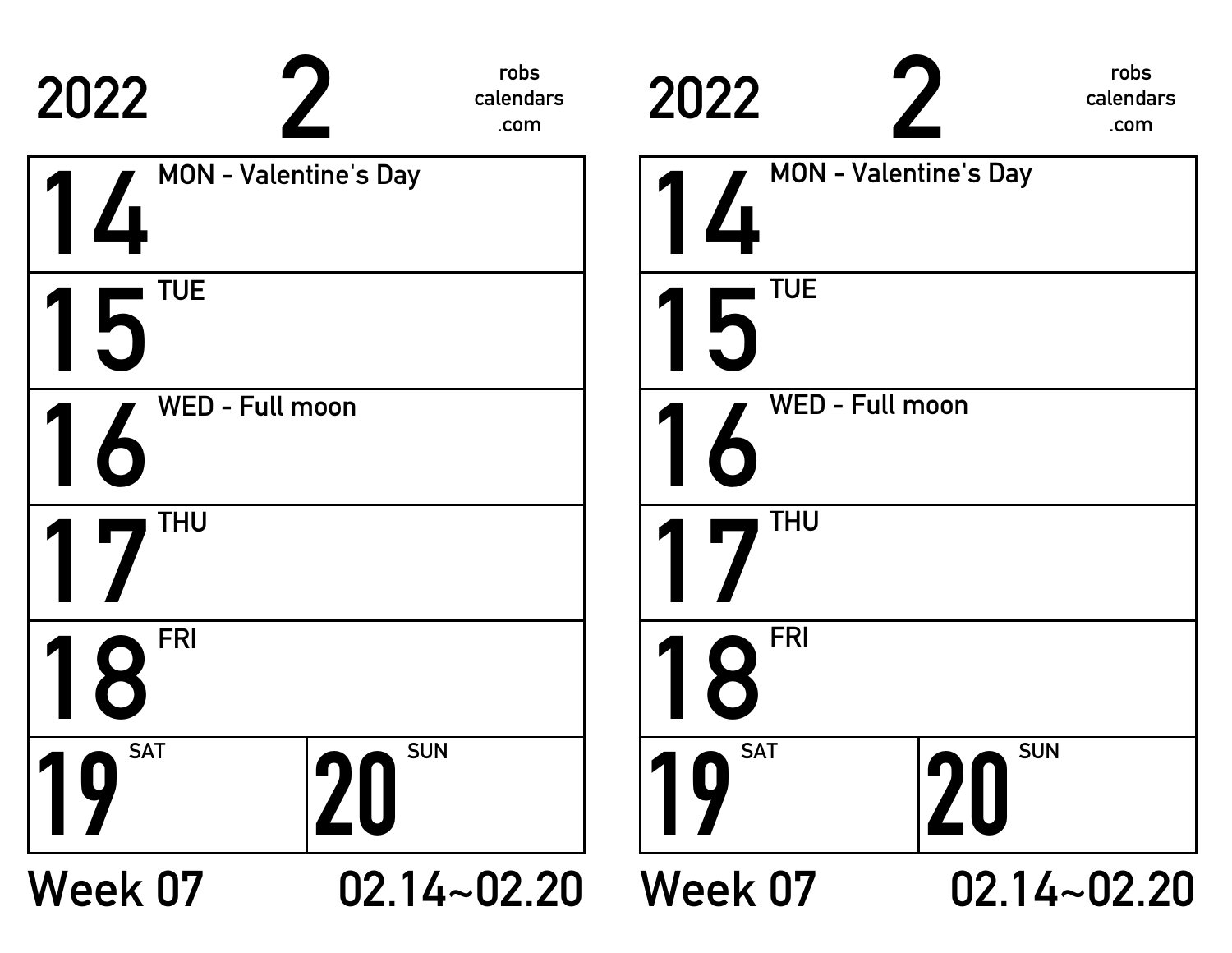2022 **2** robs calendars .com

| | |
|---|---|
| **14** | MON - Valentine's Day |
| **15** | TUE |
| **16** | WED - Full moon |
| **17** | THU |
| **18** | FRI |
| **19** SAT | **20** SUN |

Week 07 02.14~02.20

2022 **2** robs calendars .com

| | |
|---|---|
| **14** | MON - Valentine's Day |
| **15** | TUE |
| **16** | WED - Full moon |
| **17** | THU |
| **18** | FRI |
| **19** SAT | **20** SUN |

Week 07 02.14~02.20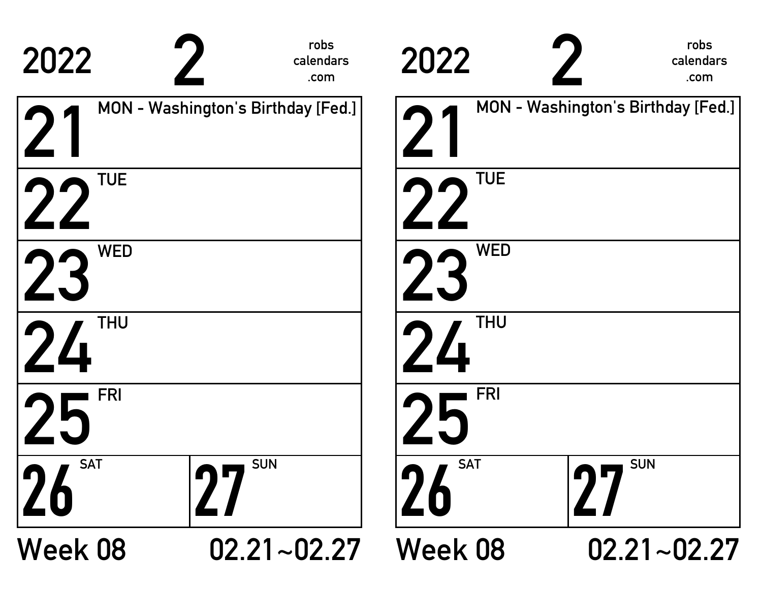2022 **2** robs calendars .com

| | |
|---|---|
| **21** MON - Washington's Birthday [Fed.] | |
| **22** TUE | |
| **23** WED | |
| **24** THU | |
| **25** FRI | |
| **26** SAT | **27** SUN |

Week 08 02.21~02.27

2022 **2** robs calendars .com

| | |
|---|---|
| **21** MON - Washington's Birthday [Fed.] | |
| **22** TUE | |
| **23** WED | |
| **24** THU | |
| **25** FRI | |
| **26** SAT | **27** SUN |

Week 08 02.21~02.27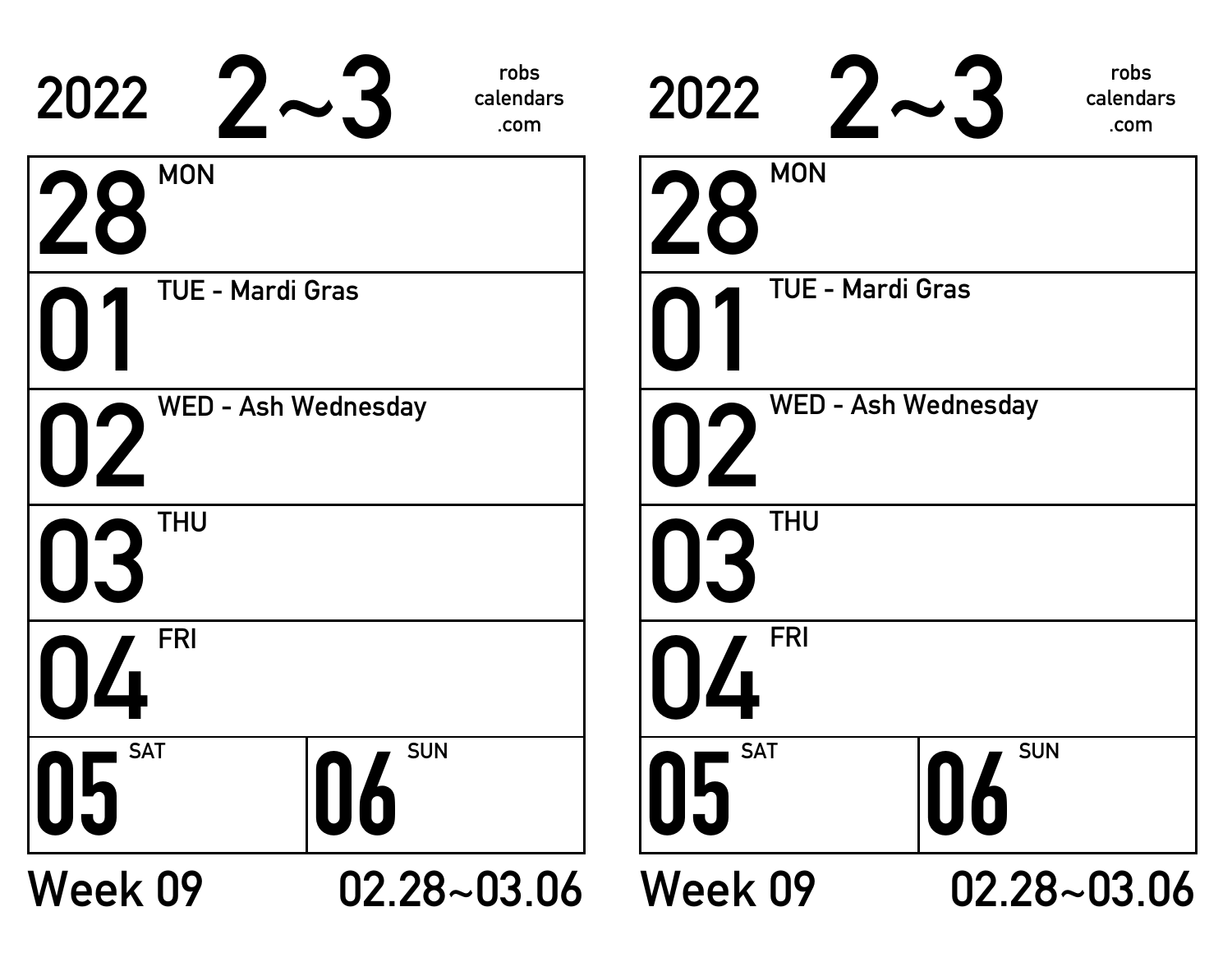2022 **2~3** robs calendars .com

| | |
|---|---|
| **28** MON | |
| **01** TUE - Mardi Gras | |
| **02** WED - Ash Wednesday | |
| **03** THU | |
| **04** FRI | |
| **05** SAT | **06** SUN |

Week 09 02.28~03.06

2022 **2~3** robs calendars .com

| | |
|---|---|
| **28** MON | |
| **01** TUE - Mardi Gras | |
| **02** WED - Ash Wednesday | |
| **03** THU | |
| **04** FRI | |
| **05** SAT | **06** SUN |

Week 09 02.28~03.06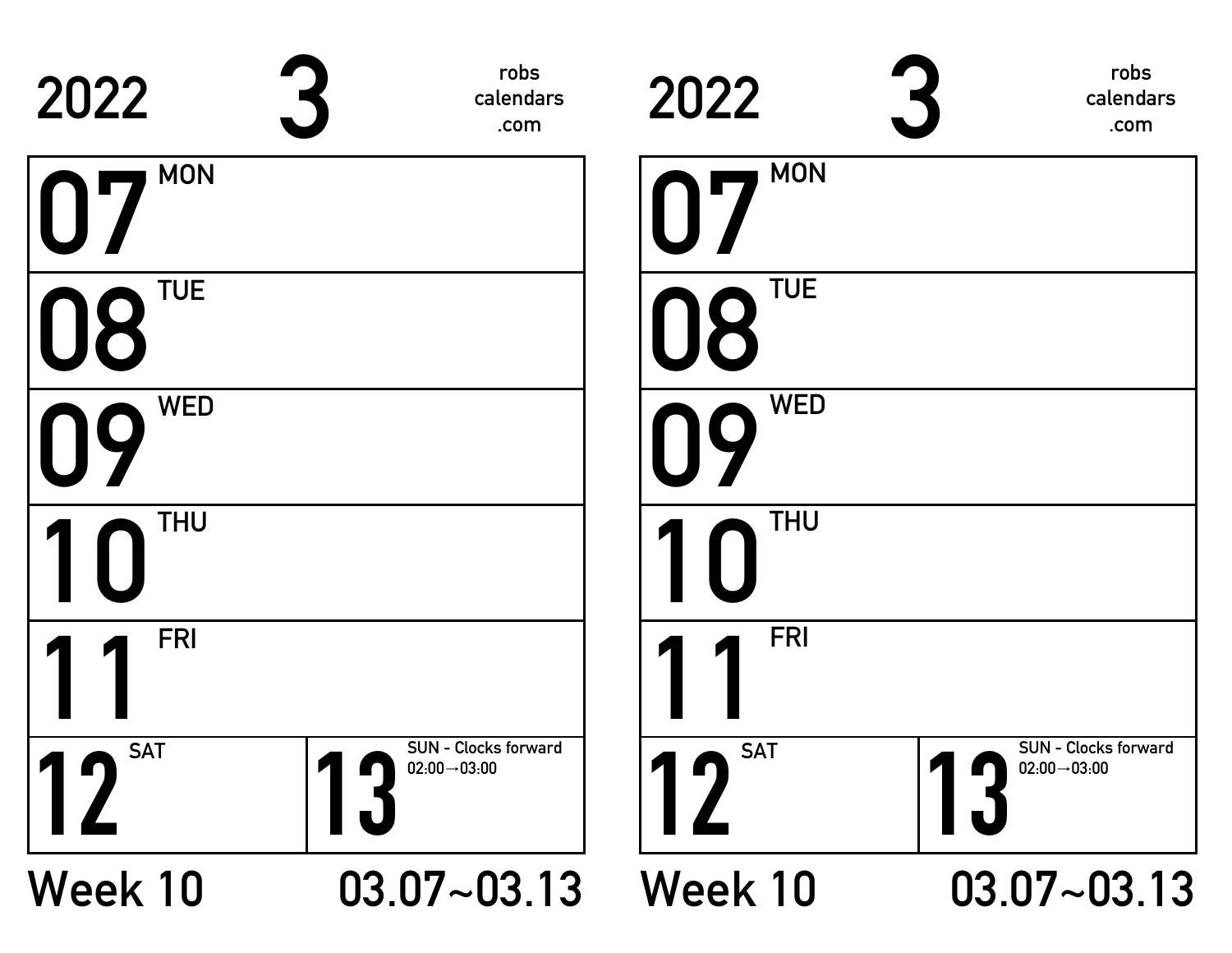2022 3 robs calendars .com

| | |
|---|---|
| 07 MON | |
| 08 TUE | |
| 09 WED | |
| 10 THU | |
| 11 FRI | |
| 12 SAT | 13 SUN - Clocks forward 02:00→03:00 |

Week 10 03.07~03.13

2022 3 robs calendars .com

| | |
|---|---|
| 07 MON | |
| 08 TUE | |
| 09 WED | |
| 10 THU | |
| 11 FRI | |
| 12 SAT | 13 SUN - Clocks forward 02:00→03:00 |

Week 10 03.07~03.13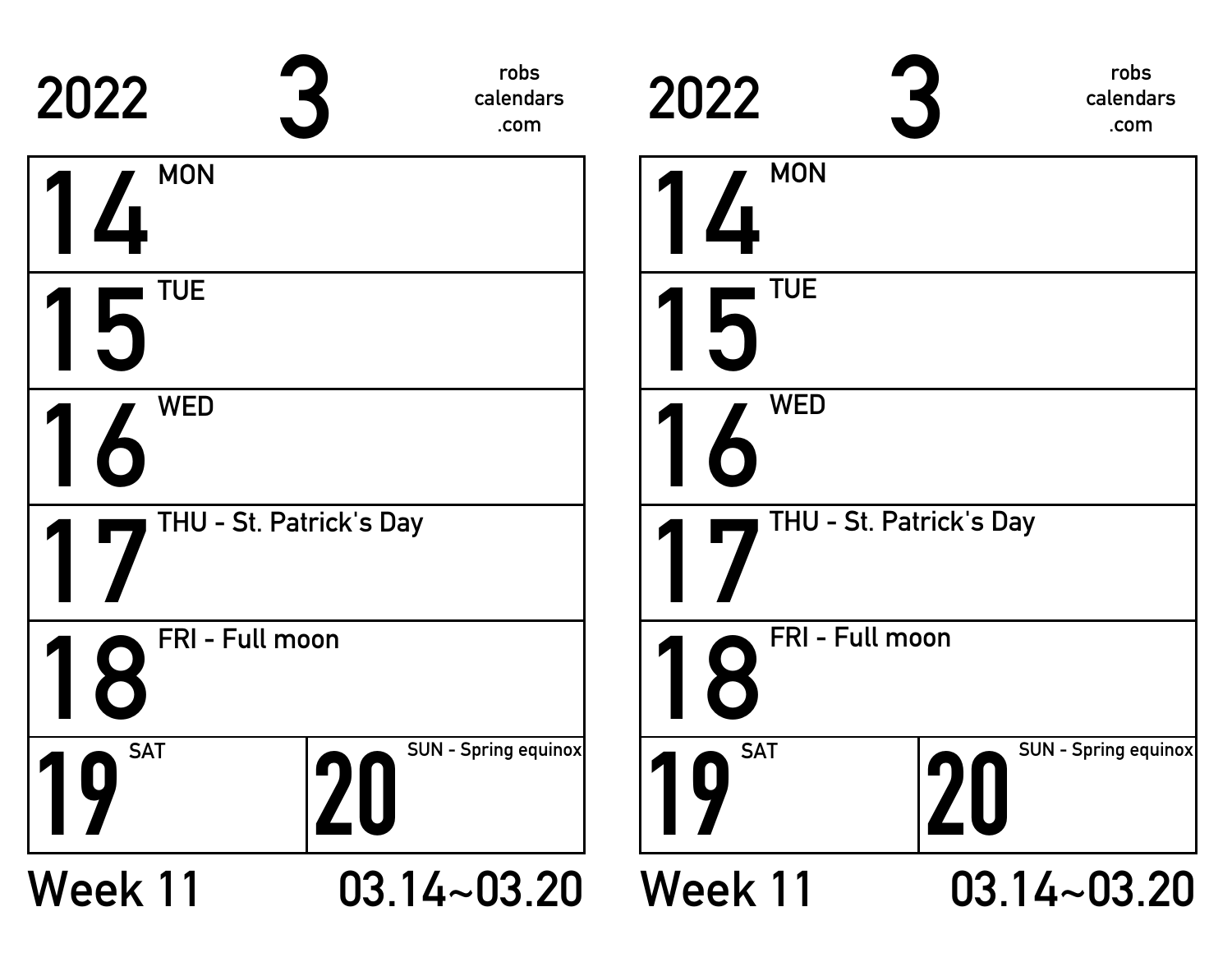2022 **3** robs calendars .com

| | |
|---|---|
| **14** MON | |
| **15** TUE | |
| **16** WED | |
| **17** THU - St. Patrick's Day | |
| **18** FRI - Full moon | |
| **19** SAT | **20** SUN - Spring equinox |

Week 11 03.14~03.20

2022 **3** robs calendars .com

| | |
|---|---|
| **14** MON | |
| **15** TUE | |
| **16** WED | |
| **17** THU - St. Patrick's Day | |
| **18** FRI - Full moon | |
| **19** SAT | **20** SUN - Spring equinox |

Week 11 03.14~03.20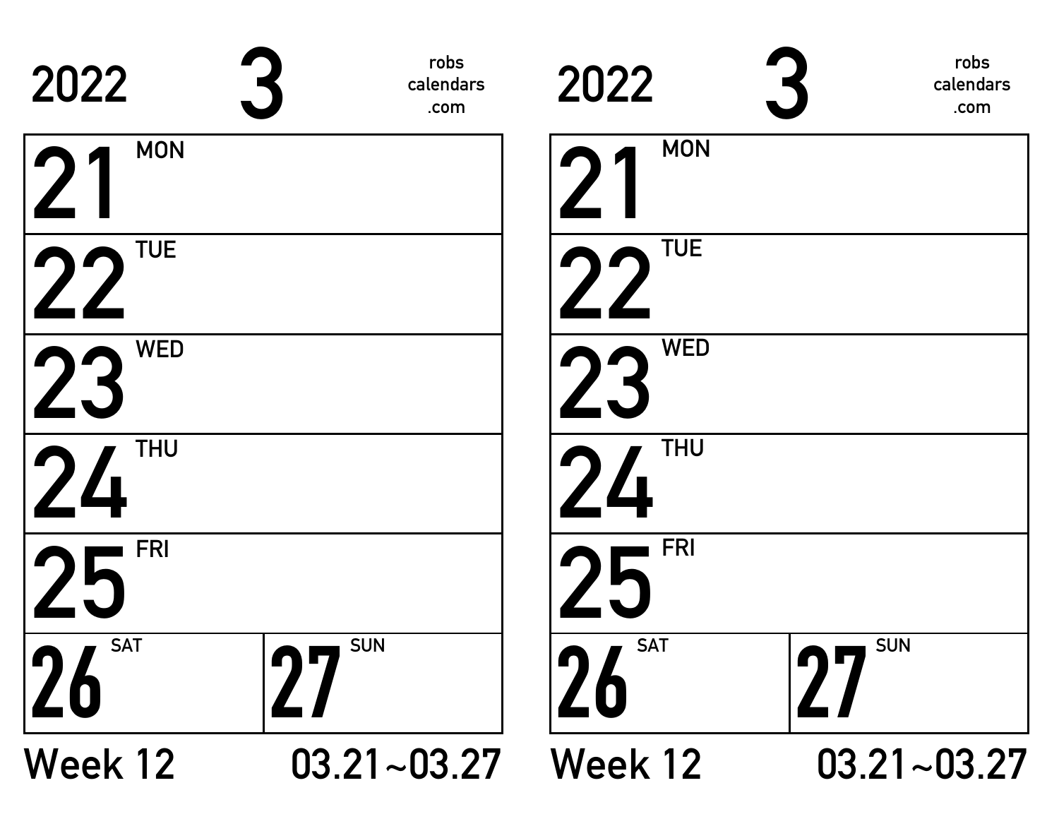2022 **3** robs calendars .com

| | |
|---|---|
| **21** MON | |
| **22** TUE | |
| **23** WED | |
| **24** THU | |
| **25** FRI | |
| **26** SAT | **27** SUN |

Week 12 03.21~03.27

2022 **3** robs calendars .com

| | |
|---|---|
| **21** MON | |
| **22** TUE | |
| **23** WED | |
| **24** THU | |
| **25** FRI | |
| **26** SAT | **27** SUN |

Week 12 03.21~03.27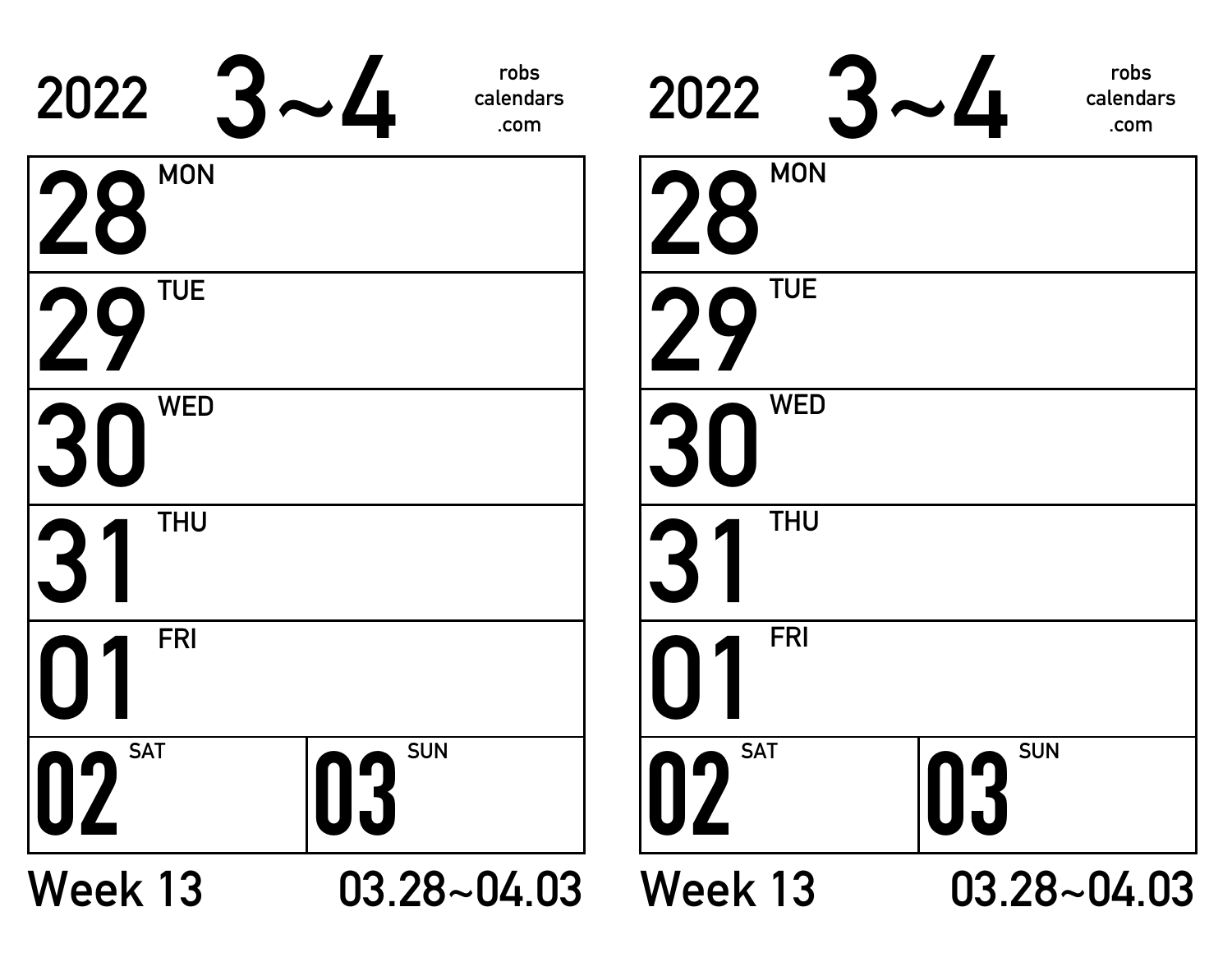2022 **3~4** robs calendars .com

| | |
|---|---|
| **28** MON | |
| **29** TUE | |
| **30** WED | |
| **31** THU | |
| **01** FRI | |
| **02** SAT | **03** SUN |

Week 13 03.28~04.03

2022 **3~4** robs calendars .com

| | |
|---|---|
| **28** MON | |
| **29** TUE | |
| **30** WED | |
| **31** THU | |
| **01** FRI | |
| **02** SAT | **03** SUN |

Week 13 03.28~04.03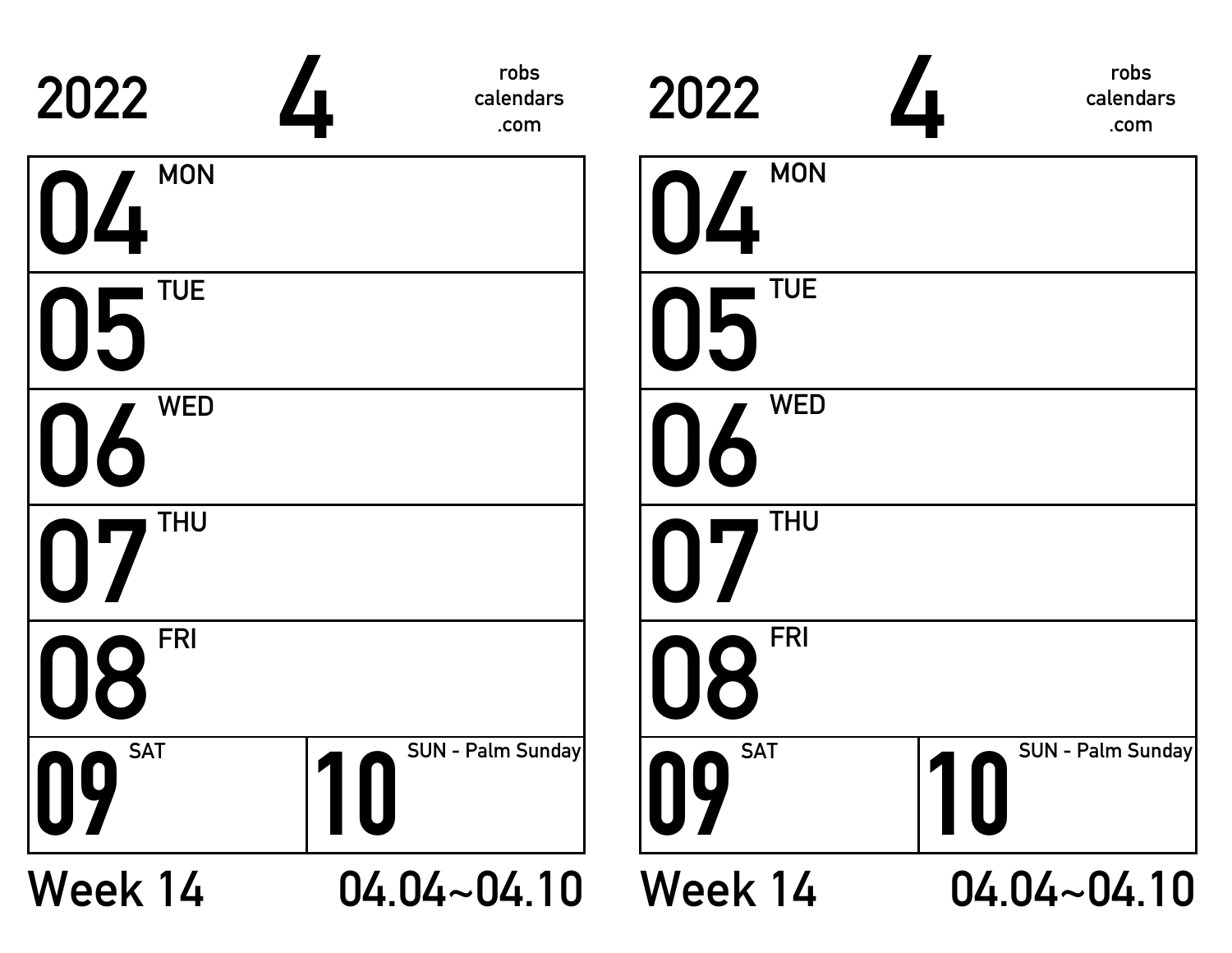2022 **4** robs calendars .com

| | |
|---|---|
| **04** MON | |
| **05** TUE | |
| **06** WED | |
| **07** THU | |
| **08** FRI | |
| **09** SAT | **10** SUN - Palm Sunday |

Week 14 04.04~04.10

2022 **4** robs calendars .com

| | |
|---|---|
| **04** MON | |
| **05** TUE | |
| **06** WED | |
| **07** THU | |
| **08** FRI | |
| **09** SAT | **10** SUN - Palm Sunday |

Week 14 04.04~04.10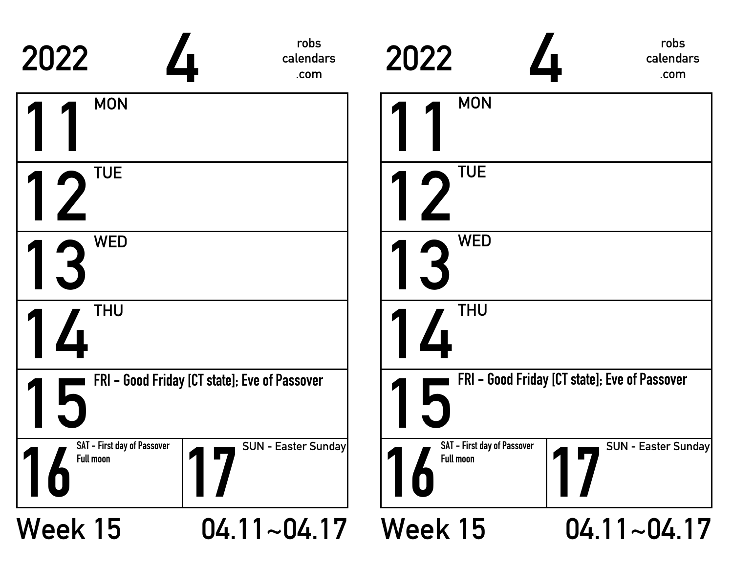2022 **4** robs calendars .com

| | |
|---|---|
| **11** MON | |
| **12** TUE | |
| **13** WED | |
| **14** THU | |
| **15** FRI - Good Friday [CT state]; Eve of Passover | |
| **16** SAT - First day of Passover Full moon | **17** SUN - Easter Sunday |

Week 15 04.11~04.17

2022 **4** robs calendars .com

| | |
|---|---|
| **11** MON | |
| **12** TUE | |
| **13** WED | |
| **14** THU | |
| **15** FRI - Good Friday [CT state]; Eve of Passover | |
| **16** SAT - First day of Passover Full moon | **17** SUN - Easter Sunday |

Week 15 04.11~04.17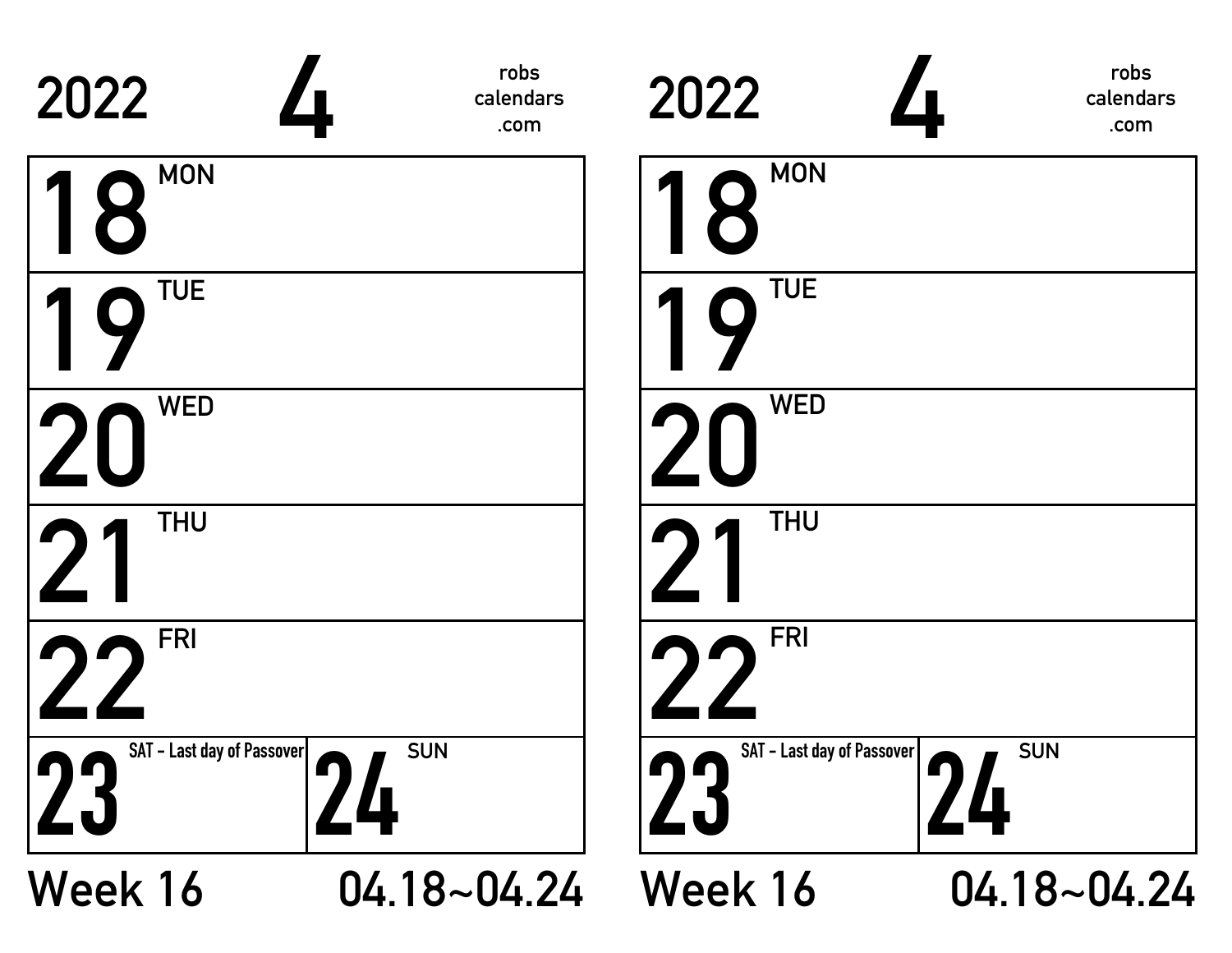2022 **4** robs calendars .com

| | |
|---|---|
| **18** MON | |
| **19** TUE | |
| **20** WED | |
| **21** THU | |
| **22** FRI | |
| **23** SAT - Last day of Passover | **24** SUN |

Week 16 04.18~04.24

2022 **4** robs calendars .com

| | |
|---|---|
| **18** MON | |
| **19** TUE | |
| **20** WED | |
| **21** THU | |
| **22** FRI | |
| **23** SAT - Last day of Passover | **24** SUN |

Week 16 04.18~04.24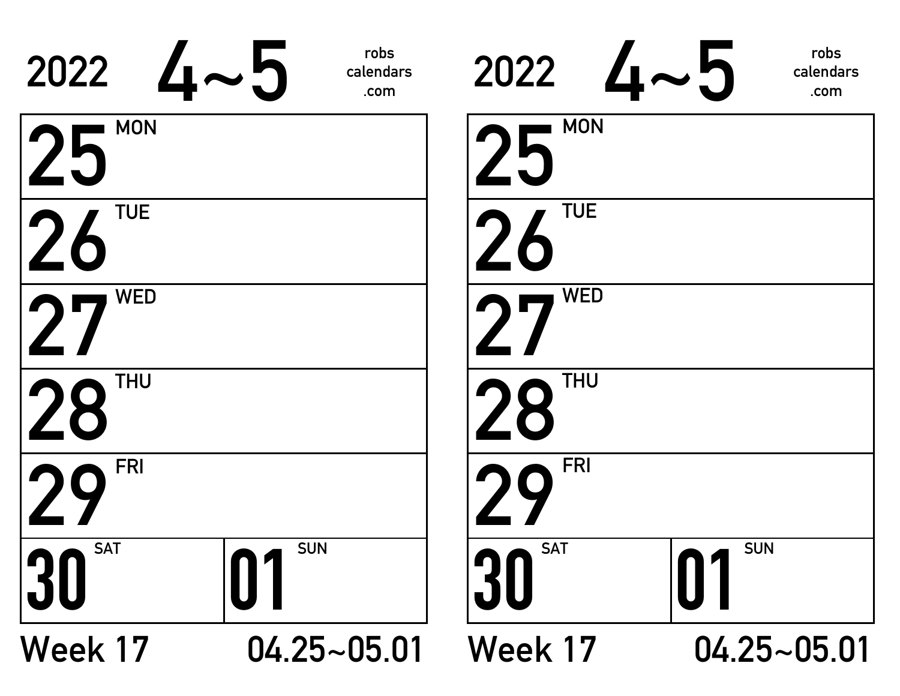2022 **4~5** robs calendars .com

| | |
|---|---|
| **25** MON | |
| **26** TUE | |
| **27** WED | |
| **28** THU | |
| **29** FRI | |
| **30** SAT | **01** SUN |

Week 17 04.25~05.01

2022 **4~5** robs calendars .com

| | |
|---|---|
| **25** MON | |
| **26** TUE | |
| **27** WED | |
| **28** THU | |
| **29** FRI | |
| **30** SAT | **01** SUN |

Week 17 04.25~05.01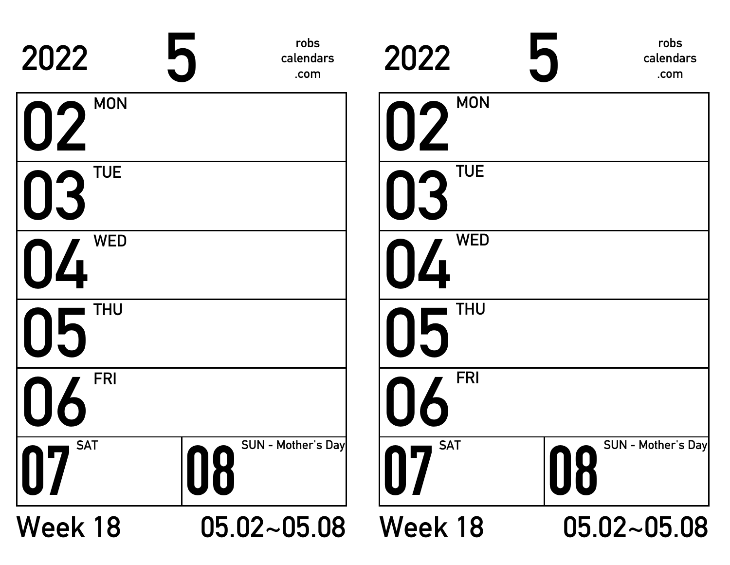2022 **5** robs calendars .com

| | |
|---|---|
| **02** MON | |
| **03** TUE | |
| **04** WED | |
| **05** THU | |
| **06** FRI | |
| **07** SAT | **08** SUN - Mother's Day |

Week 18 05.02~05.08

2022 **5** robs calendars .com

| | |
|---|---|
| **02** MON | |
| **03** TUE | |
| **04** WED | |
| **05** THU | |
| **06** FRI | |
| **07** SAT | **08** SUN - Mother's Day |

Week 18 05.02~05.08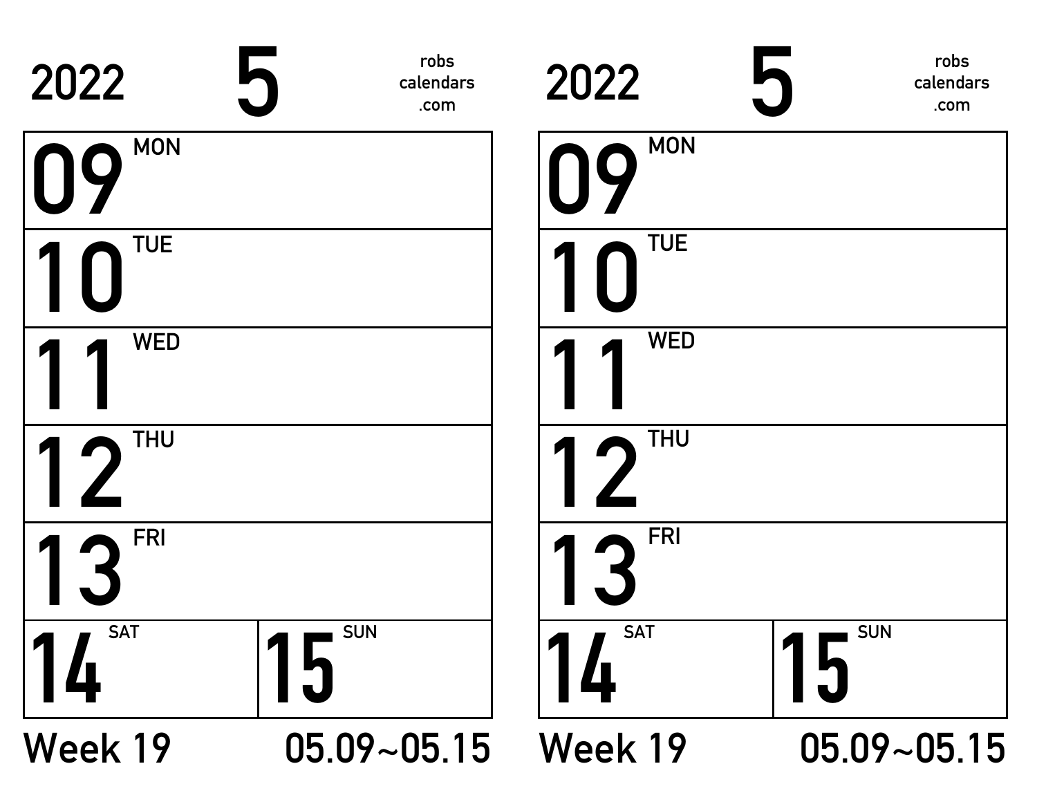2022 **5** robs calendars .com

| | |
|---|---|
| **09** MON | |
| **10** TUE | |
| **11** WED | |
| **12** THU | |
| **13** FRI | |
| **14** SAT | **15** SUN |

Week 19 05.09~05.15

2022 **5** robs calendars .com

| | |
|---|---|
| **09** MON | |
| **10** TUE | |
| **11** WED | |
| **12** THU | |
| **13** FRI | |
| **14** SAT | **15** SUN |

Week 19 05.09~05.15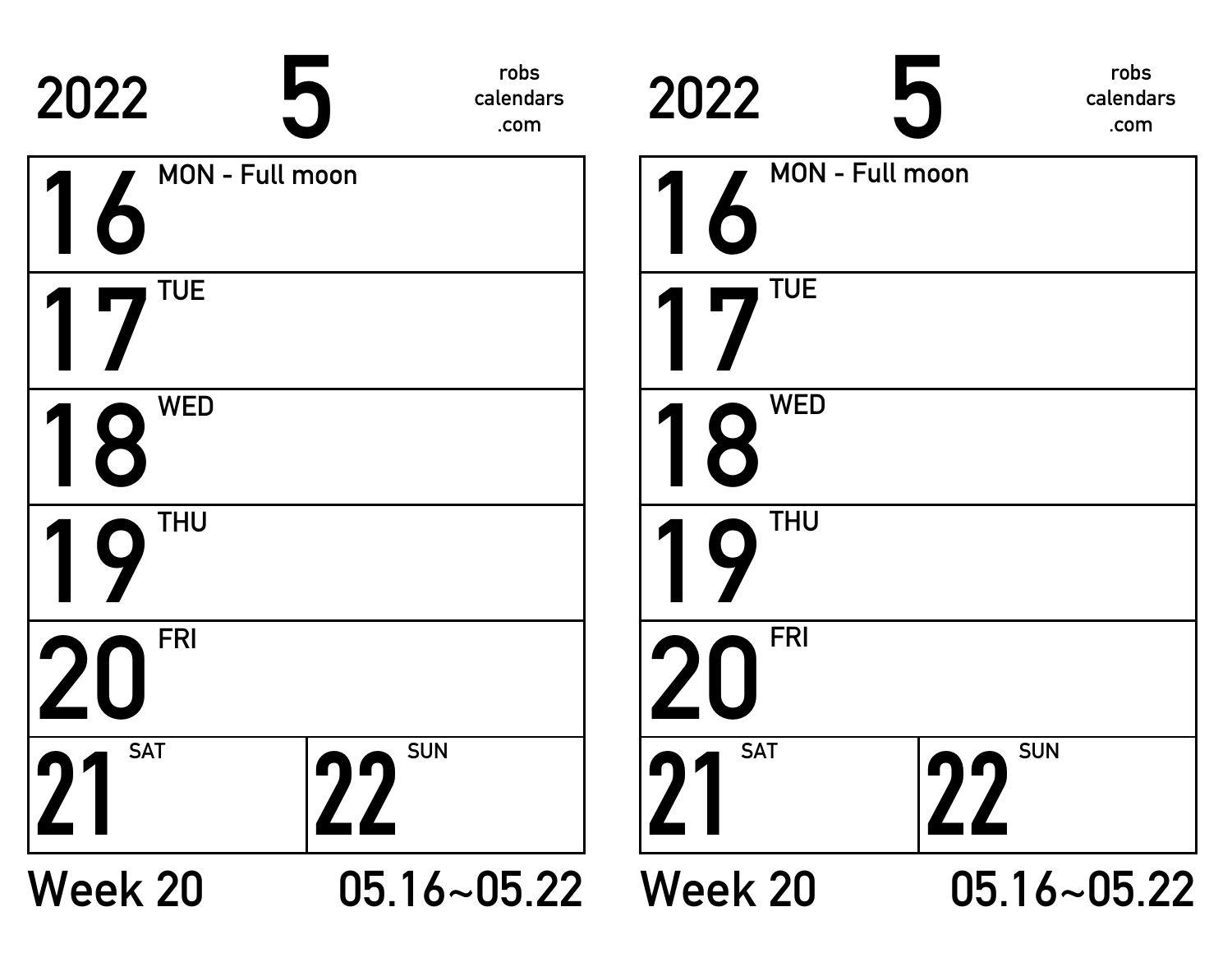2022 **5** robs calendars .com

| | |
|---|---|
| **16** MON - Full moon | |
| **17** TUE | |
| **18** WED | |
| **19** THU | |
| **20** FRI | |
| **21** SAT | **22** SUN |

Week 20 05.16~05.22

2022 **5** robs calendars .com

| | |
|---|---|
| **16** MON - Full moon | |
| **17** TUE | |
| **18** WED | |
| **19** THU | |
| **20** FRI | |
| **21** SAT | **22** SUN |

Week 20 05.16~05.22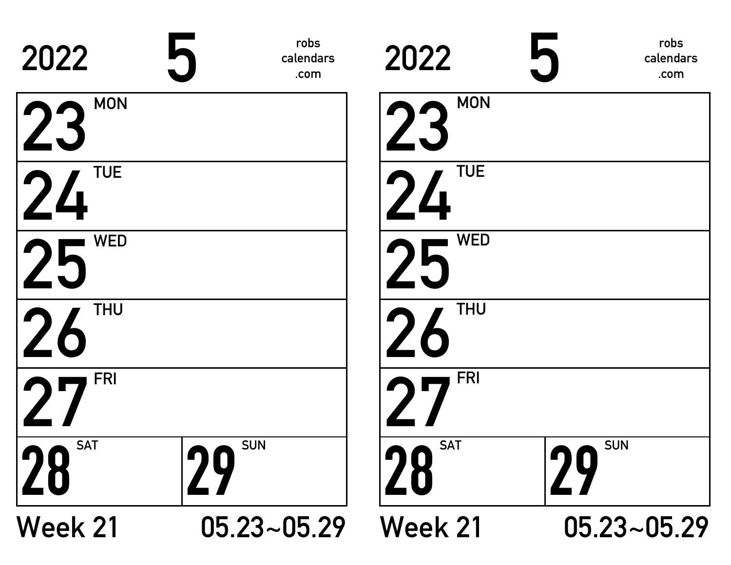2022 **5** robs calendars .com

| | |
|---|---|
| **23** MON | |
| **24** TUE | |
| **25** WED | |
| **26** THU | |
| **27** FRI | |
| **28** SAT | **29** SUN |

Week 21 05.23~05.29

2022 **5** robs calendars .com

| | |
|---|---|
| **23** MON | |
| **24** TUE | |
| **25** WED | |
| **26** THU | |
| **27** FRI | |
| **28** SAT | **29** SUN |

Week 21 05.23~05.29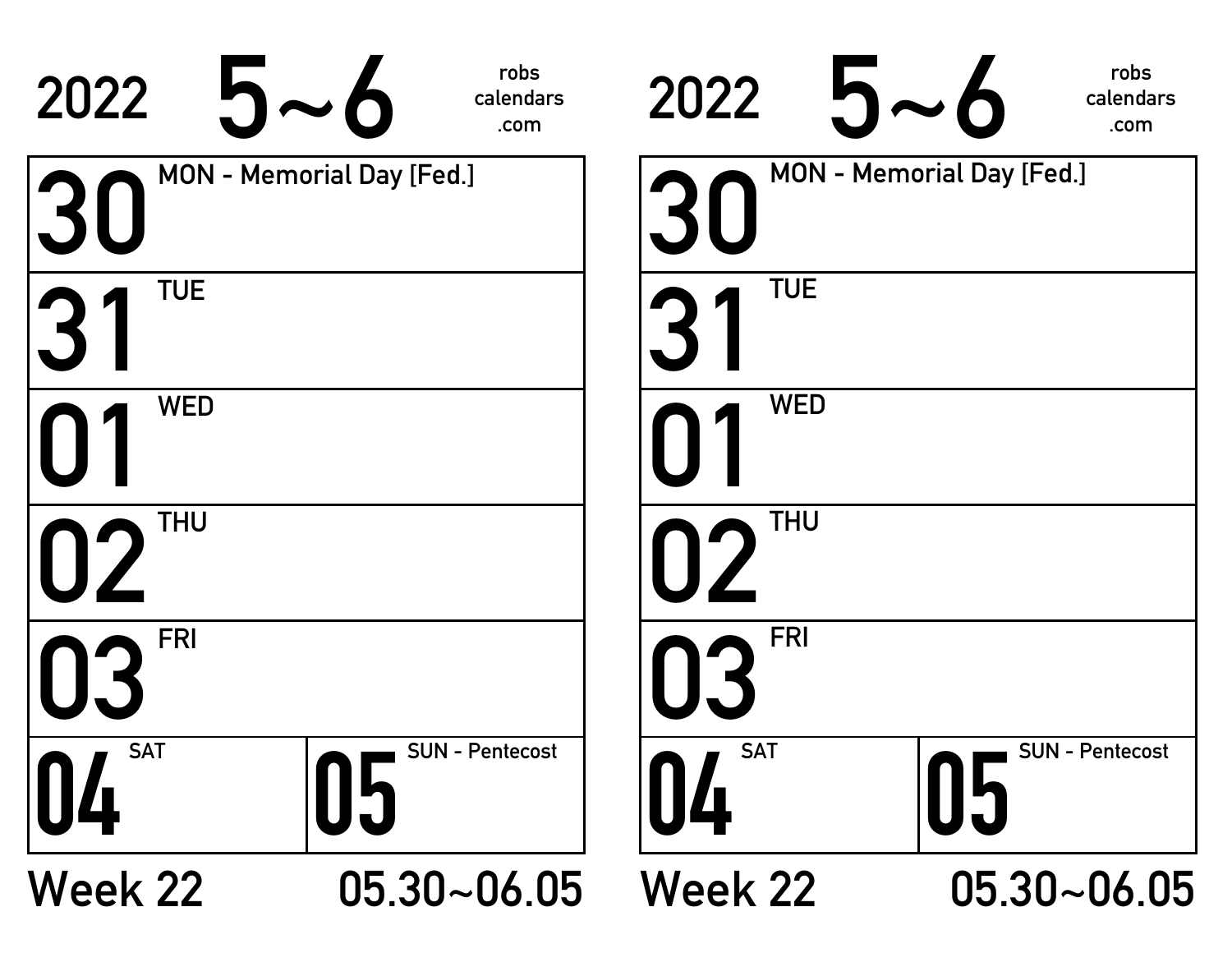2022 5~6 robs calendars .com

| | |
|---|---|
| 30 MON - Memorial Day [Fed.] | |
| 31 TUE | |
| 01 WED | |
| 02 THU | |
| 03 FRI | |
| 04 SAT | 05 SUN - Pentecost |

Week 22 05.30~06.05

2022 5~6 robs calendars .com

| | |
|---|---|
| 30 MON - Memorial Day [Fed.] | |
| 31 TUE | |
| 01 WED | |
| 02 THU | |
| 03 FRI | |
| 04 SAT | 05 SUN - Pentecost |

Week 22 05.30~06.05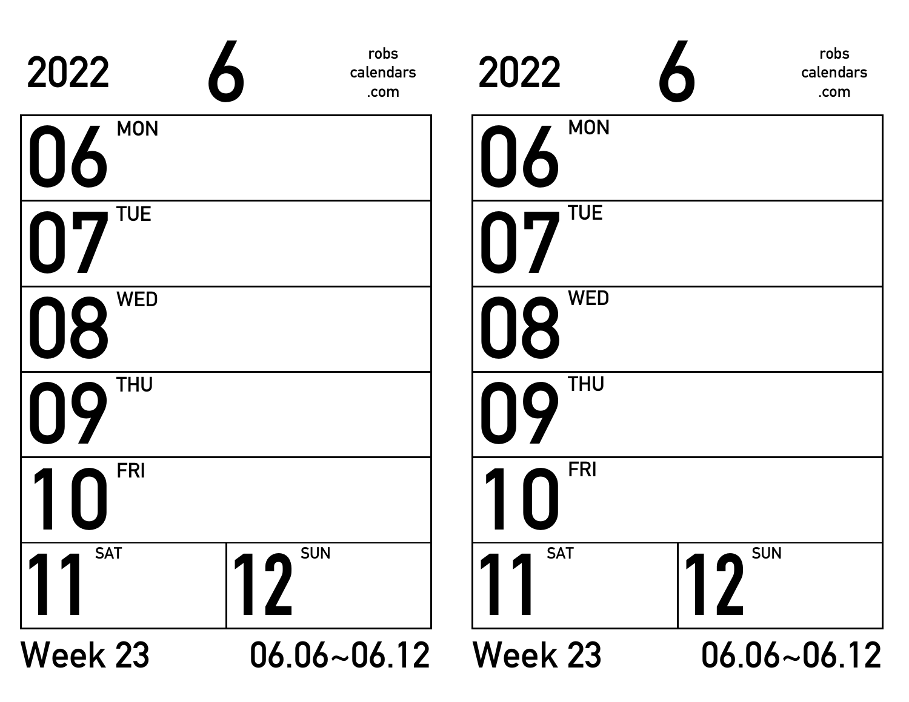2022 6 robs calendars .com

| 06 MON | |
|---|---|
| 07 TUE | |
| 08 WED | |
| 09 THU | |
| 10 FRI | |
| 11 SAT | 12 SUN |

Week 23 06.06~06.12

2022 6 robs calendars .com

| 06 MON | |
|---|---|
| 07 TUE | |
| 08 WED | |
| 09 THU | |
| 10 FRI | |
| 11 SAT | 12 SUN |

Week 23 06.06~06.12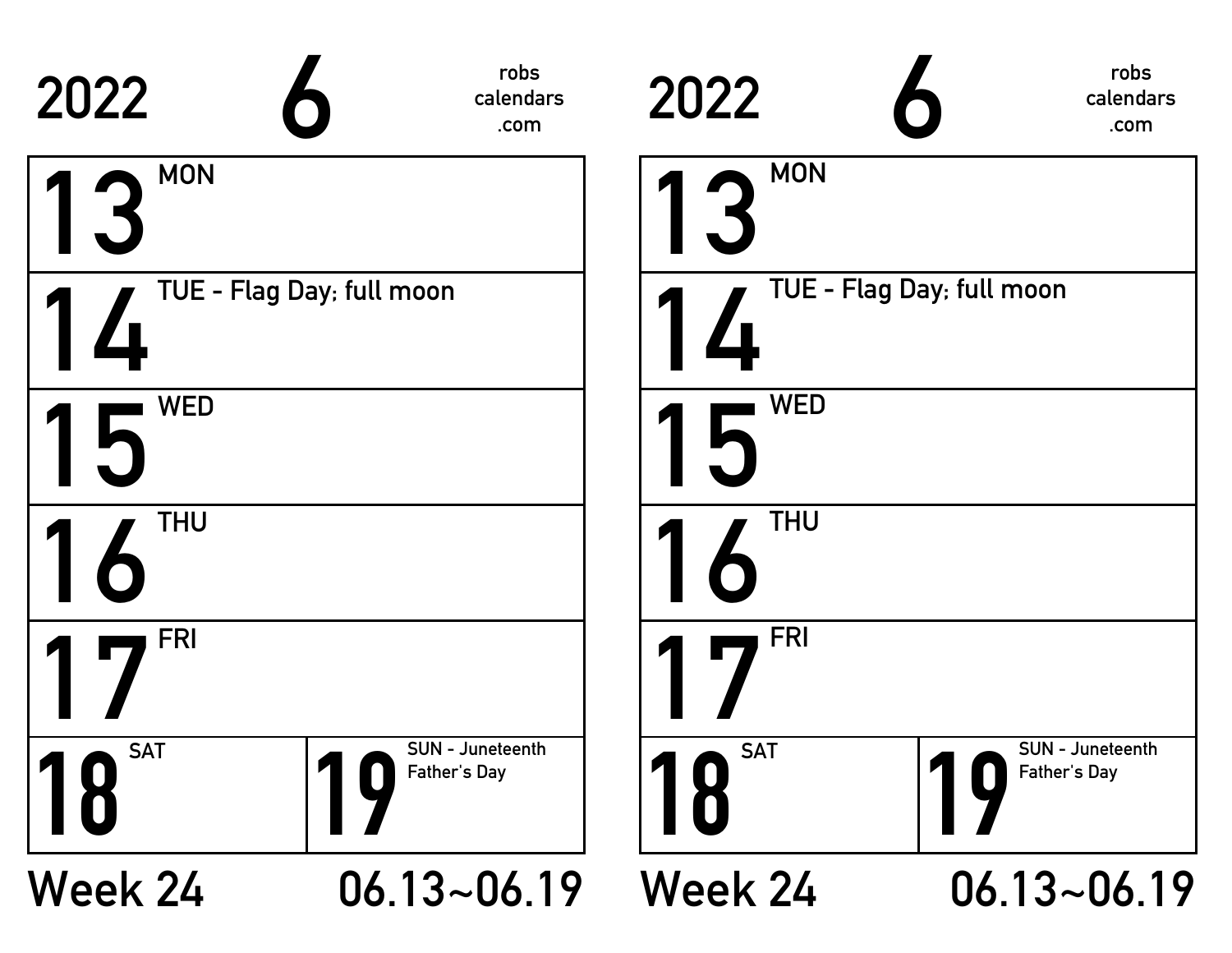2022 **6** robs calendars .com

| | |
|---|---|
| **13** MON | |
| **14** TUE - Flag Day; full moon | |
| **15** WED | |
| **16** THU | |
| **17** FRI | |
| **18** SAT | **19** SUN - Juneteenth Father's Day |

**Week 24** **06.13~06.19**

2022 **6** robs calendars .com

| | |
|---|---|
| **13** MON | |
| **14** TUE - Flag Day; full moon | |
| **15** WED | |
| **16** THU | |
| **17** FRI | |
| **18** SAT | **19** SUN - Juneteenth Father's Day |

**Week 24** **06.13~06.19**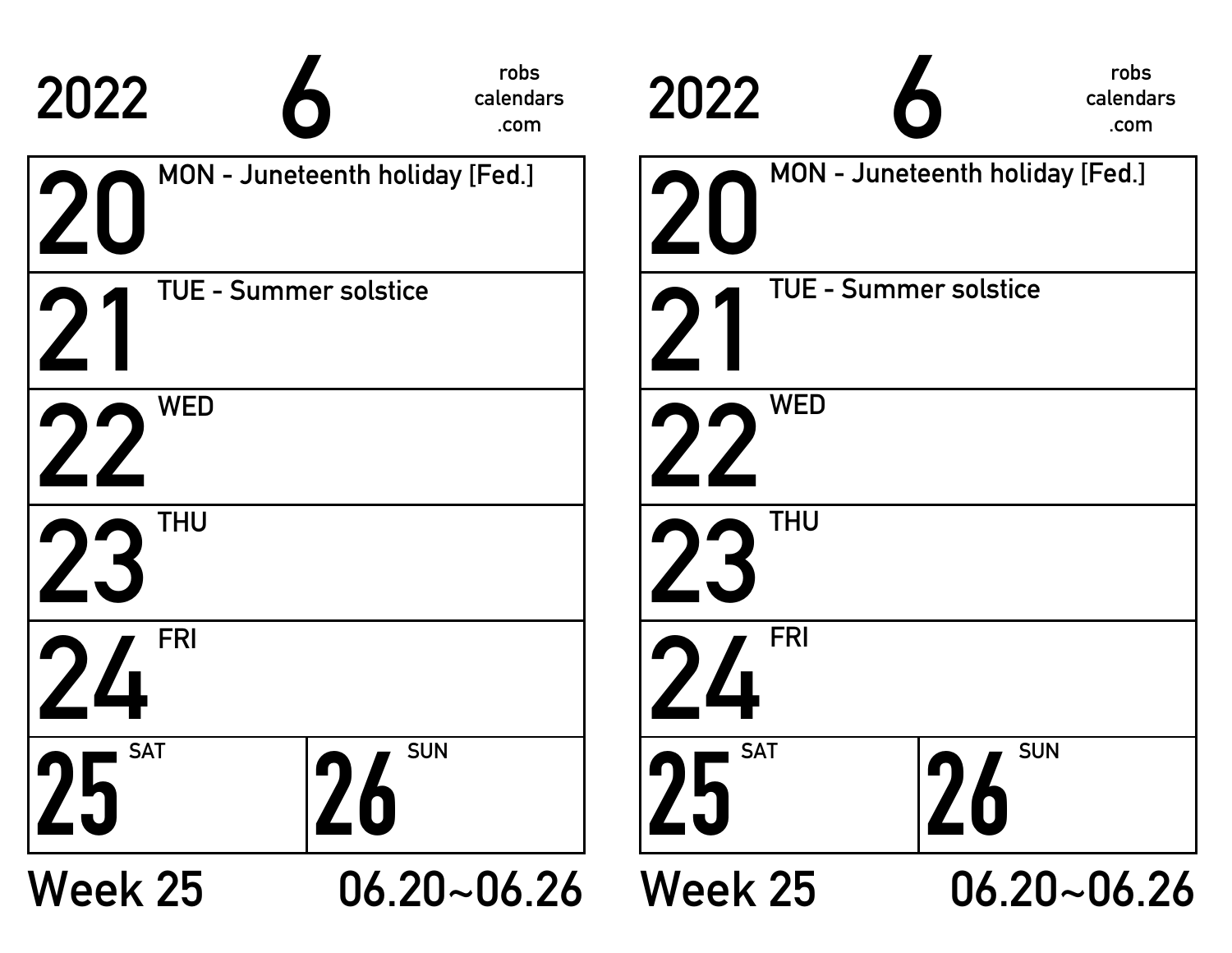2022 **6** robs calendars .com

| | |
|---|---|
| **20** MON - Juneteenth holiday [Fed.] | |
| **21** TUE - Summer solstice | |
| **22** WED | |
| **23** THU | |
| **24** FRI | |
| **25** SAT | **26** SUN |

Week 25 06.20~06.26

2022 **6** robs calendars .com

| | |
|---|---|
| **20** MON - Juneteenth holiday [Fed.] | |
| **21** TUE - Summer solstice | |
| **22** WED | |
| **23** THU | |
| **24** FRI | |
| **25** SAT | **26** SUN |

Week 25 06.20~06.26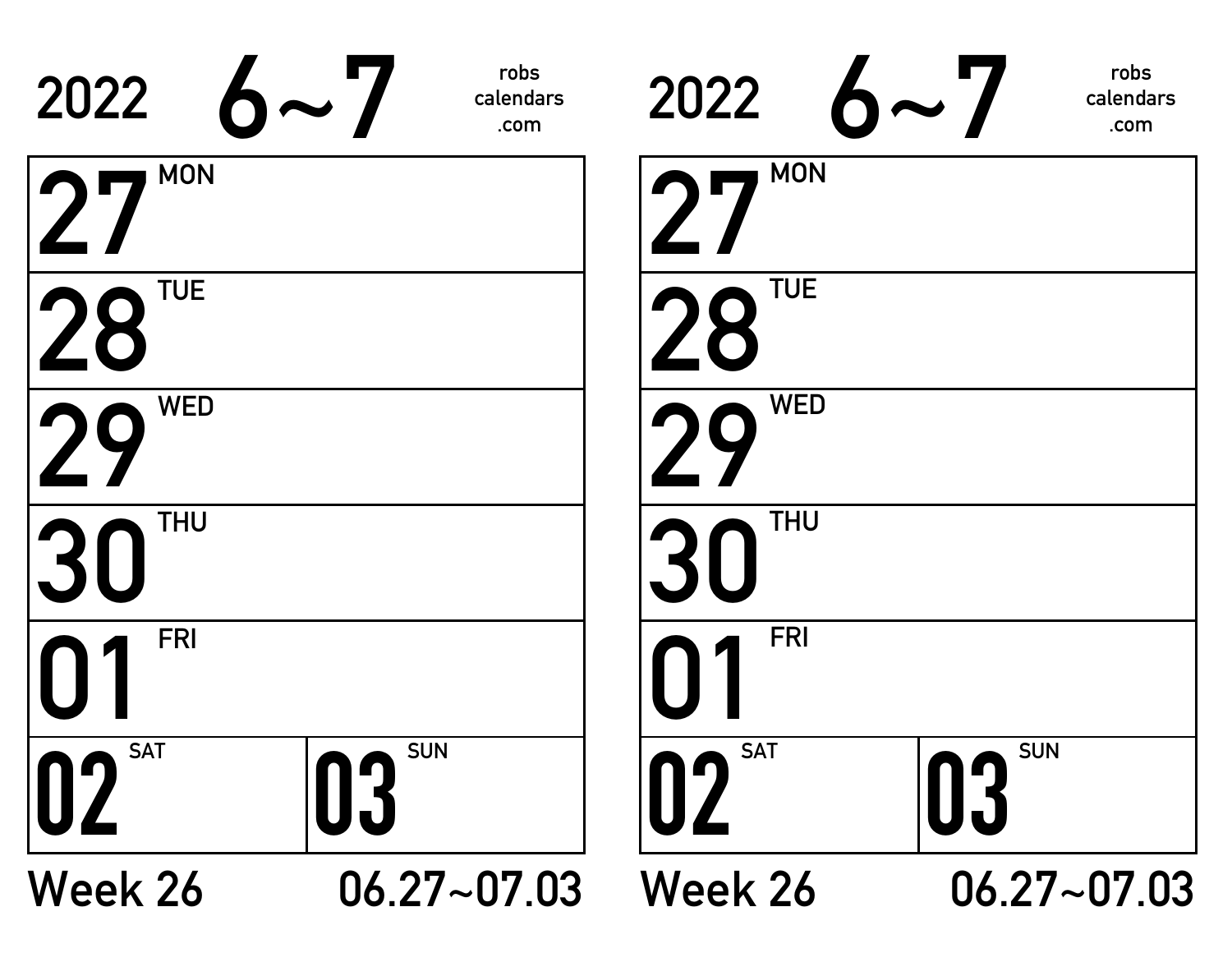2022 **6~7** robs calendars .com

| | |
|---|---|
| 27 MON | |
| 28 TUE | |
| 29 WED | |
| 30 THU | |
| 01 FRI | |
| 02 SAT | 03 SUN |

Week 26 06.27~07.03

2022 **6~7** robs calendars .com

| | |
|---|---|
| 27 MON | |
| 28 TUE | |
| 29 WED | |
| 30 THU | |
| 01 FRI | |
| 02 SAT | 03 SUN |

Week 26 06.27~07.03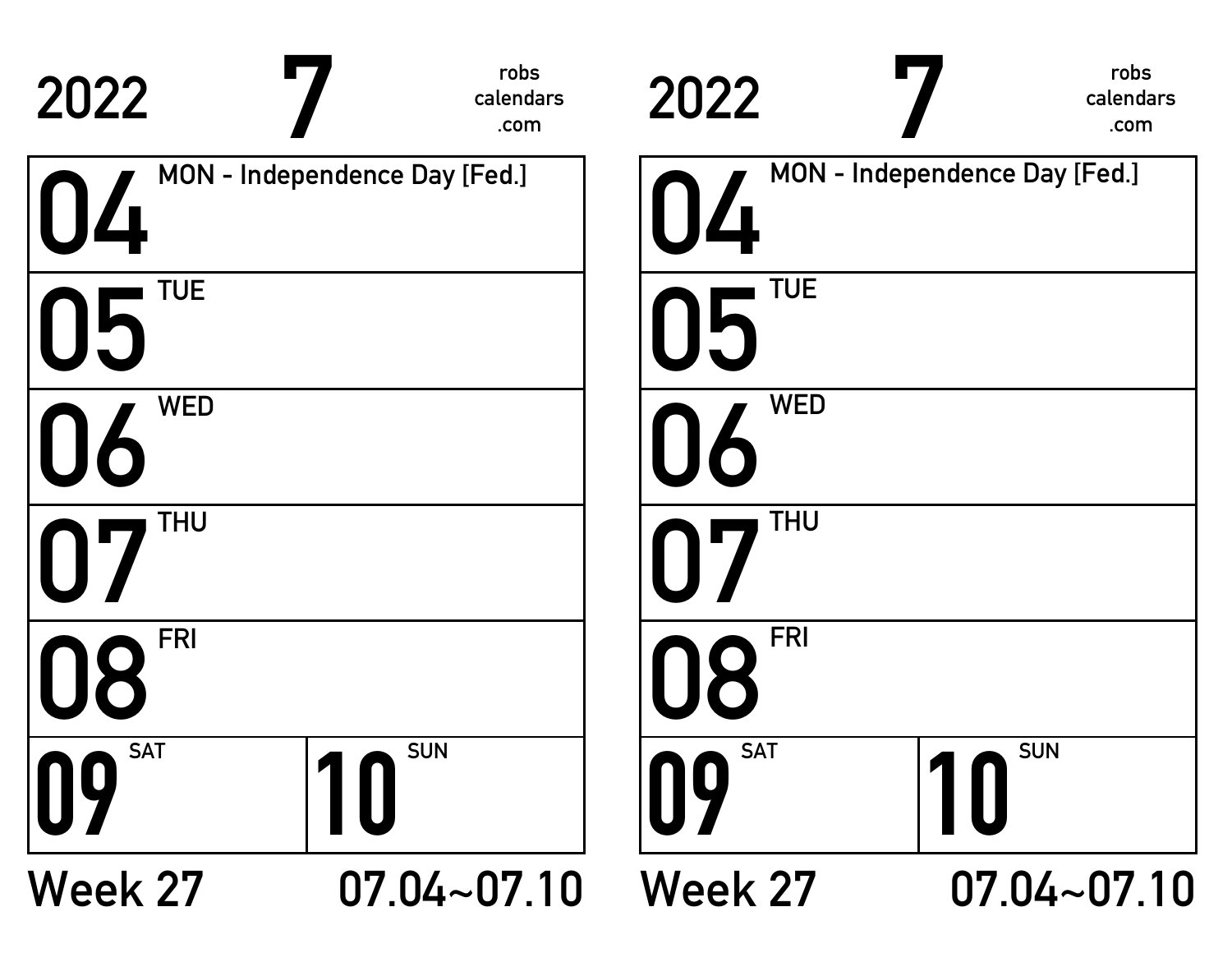2022 **7** robs calendars .com

# 04 MON - Independence Day [Fed.]

# 05 TUE

# 06 WED

# 07 THU

# 08 FRI

# 09 SAT

# 10 SUN

Week 27 07.04~07.10

2022 **7** robs calendars .com

# 04 MON - Independence Day [Fed.]

# 05 TUE

# 06 WED

# 07 THU

# 08 FRI

# 09 SAT

# 10 SUN

Week 27 07.04~07.10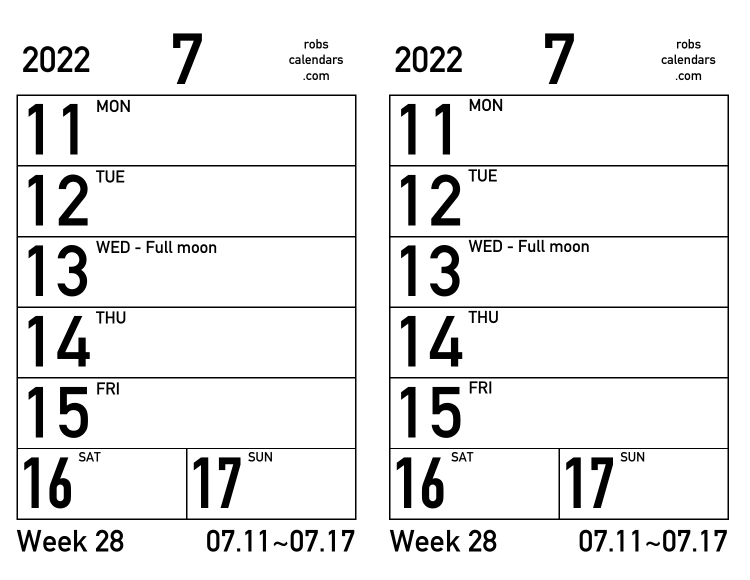2022 **7** robs calendars .com

| | |
|---|---|
| **11** MON | |
| **12** TUE | |
| **13** WED - Full moon | |
| **14** THU | |
| **15** FRI | |
| **16** SAT | **17** SUN |

Week 28 07.11~07.17

2022 **7** robs calendars .com

| | |
|---|---|
| **11** MON | |
| **12** TUE | |
| **13** WED - Full moon | |
| **14** THU | |
| **15** FRI | |
| **16** SAT | **17** SUN |

Week 28 07.11~07.17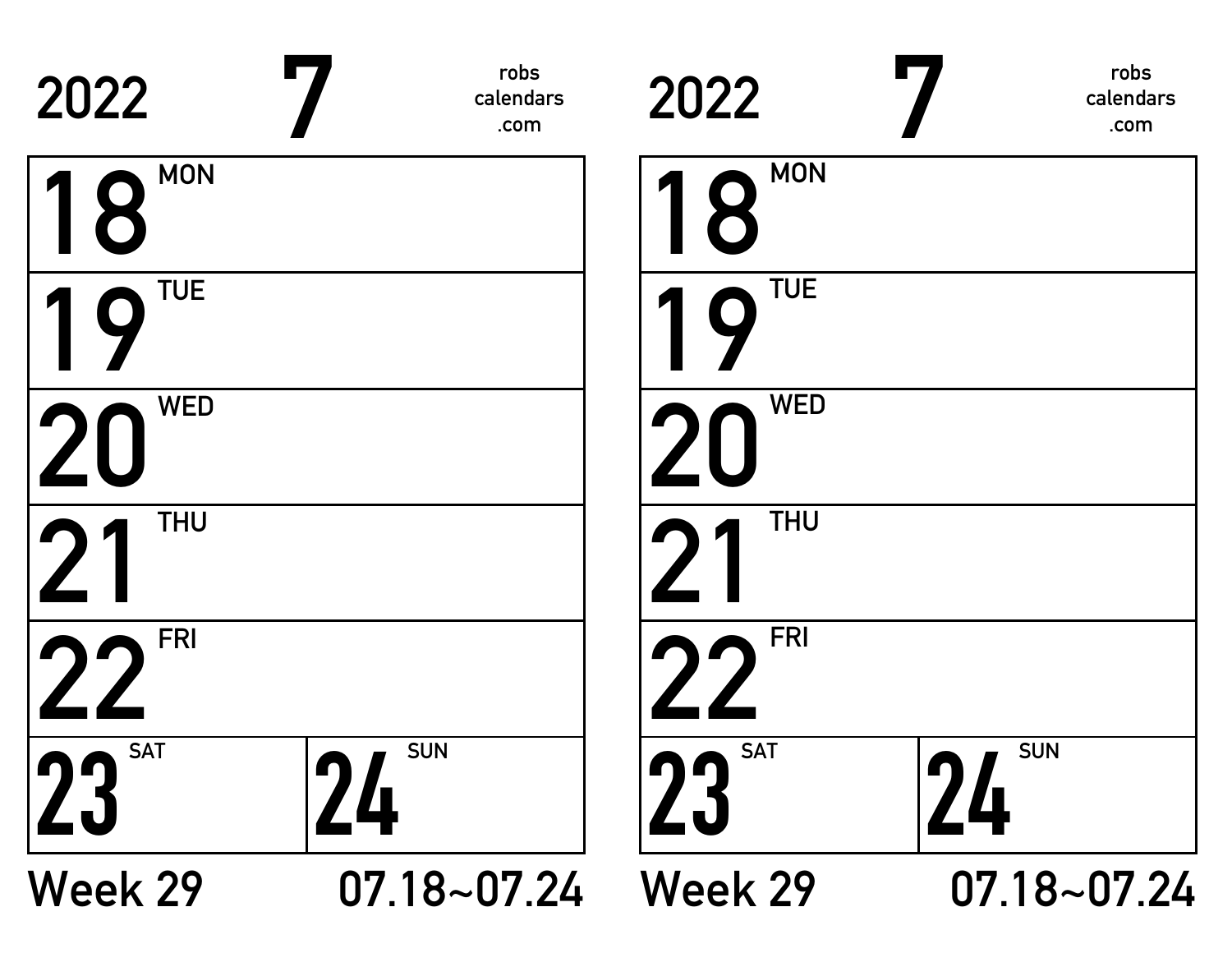2022 **7** robs calendars .com

| | |
|---|---|
| **18** MON | |
| **19** TUE | |
| **20** WED | |
| **21** THU | |
| **22** FRI | |
| **23** SAT | **24** SUN |

Week 29 07.18~07.24

2022 **7** robs calendars .com

| | |
|---|---|
| **18** MON | |
| **19** TUE | |
| **20** WED | |
| **21** THU | |
| **22** FRI | |
| **23** SAT | **24** SUN |

Week 29 07.18~07.24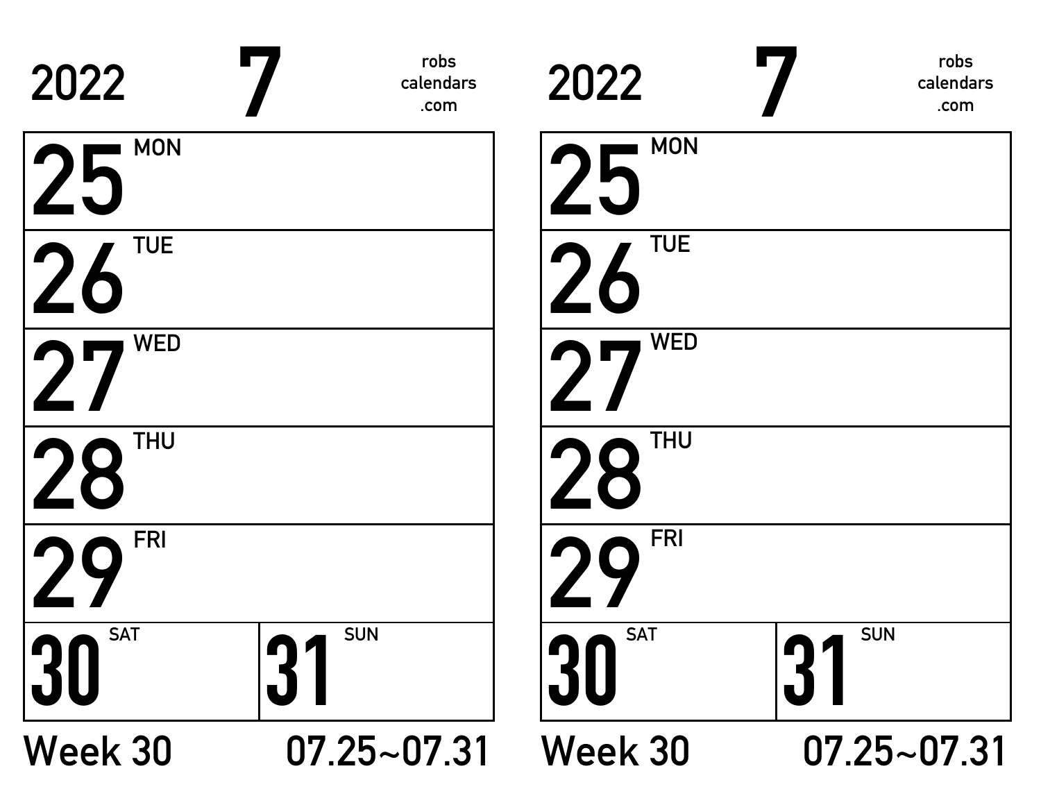2022 **7** robs calendars .com

| 25 MON | |
|---|---|
| 26 TUE | |
| 27 WED | |
| 28 THU | |
| 29 FRI | |
| 30 SAT | 31 SUN |

Week 30 07.25~07.31

2022 **7** robs calendars .com

| 25 MON | |
|---|---|
| 26 TUE | |
| 27 WED | |
| 28 THU | |
| 29 FRI | |
| 30 SAT | 31 SUN |

Week 30 07.25~07.31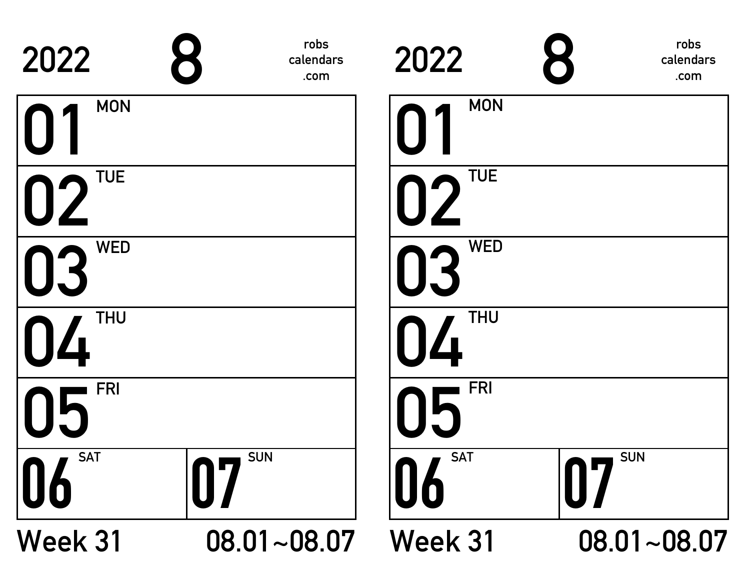2022 **8** robs calendars .com

| | |
|---|---|
| **01** MON | |
| **02** TUE | |
| **03** WED | |
| **04** THU | |
| **05** FRI | |
| **06** SAT | **07** SUN |

Week 31 08.01~08.07

2022 **8** robs calendars .com

| | |
|---|---|
| **01** MON | |
| **02** TUE | |
| **03** WED | |
| **04** THU | |
| **05** FRI | |
| **06** SAT | **07** SUN |

Week 31 08.01~08.07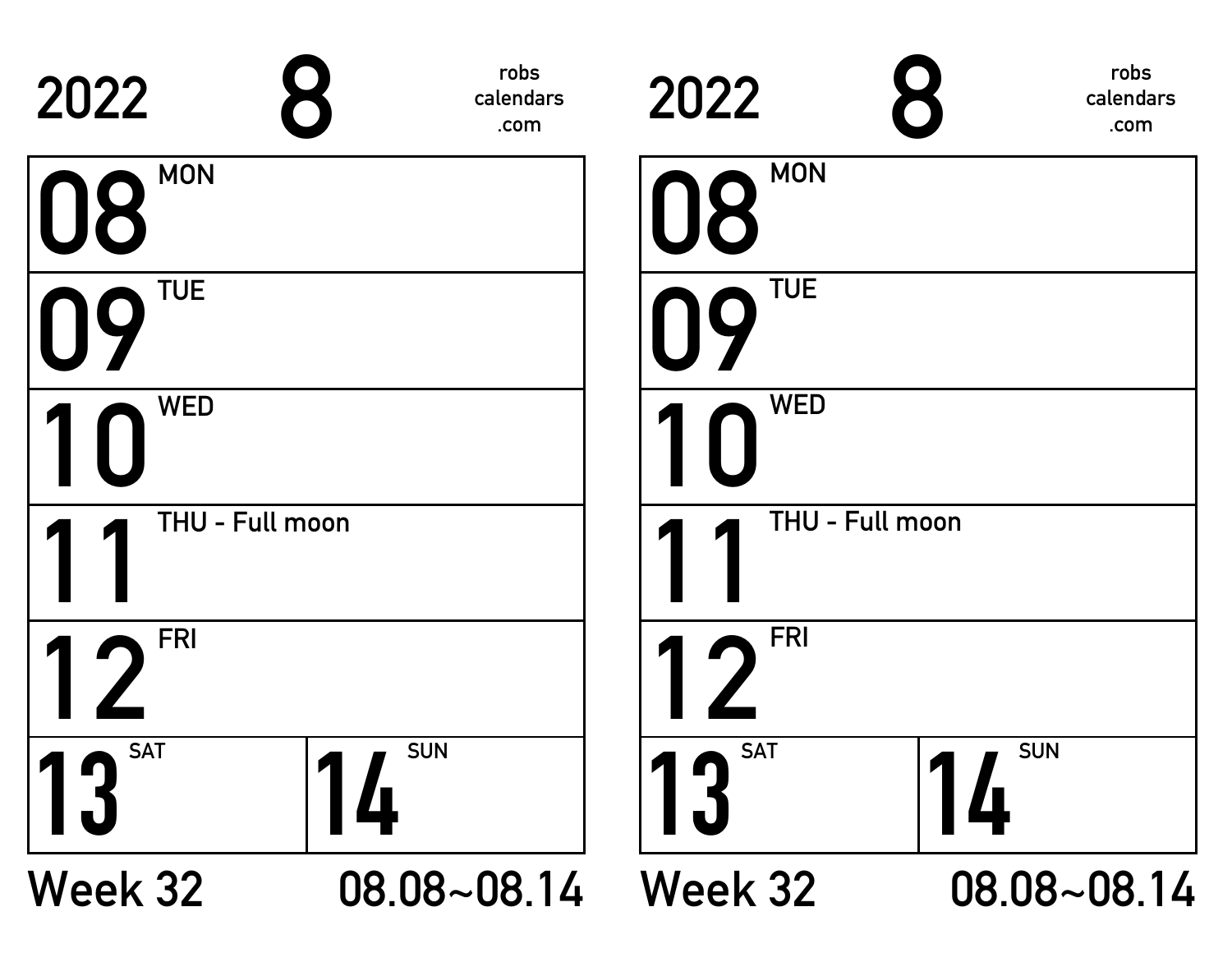2022 **8** robs calendars .com

| | |
|---|---|
| **08** MON | |
| **09** TUE | |
| **10** WED | |
| **11** THU - Full moon | |
| **12** FRI | |
| **13** SAT | **14** SUN |

Week 32 08.08~08.14

2022 **8** robs calendars .com

| | |
|---|---|
| **08** MON | |
| **09** TUE | |
| **10** WED | |
| **11** THU - Full moon | |
| **12** FRI | |
| **13** SAT | **14** SUN |

Week 32 08.08~08.14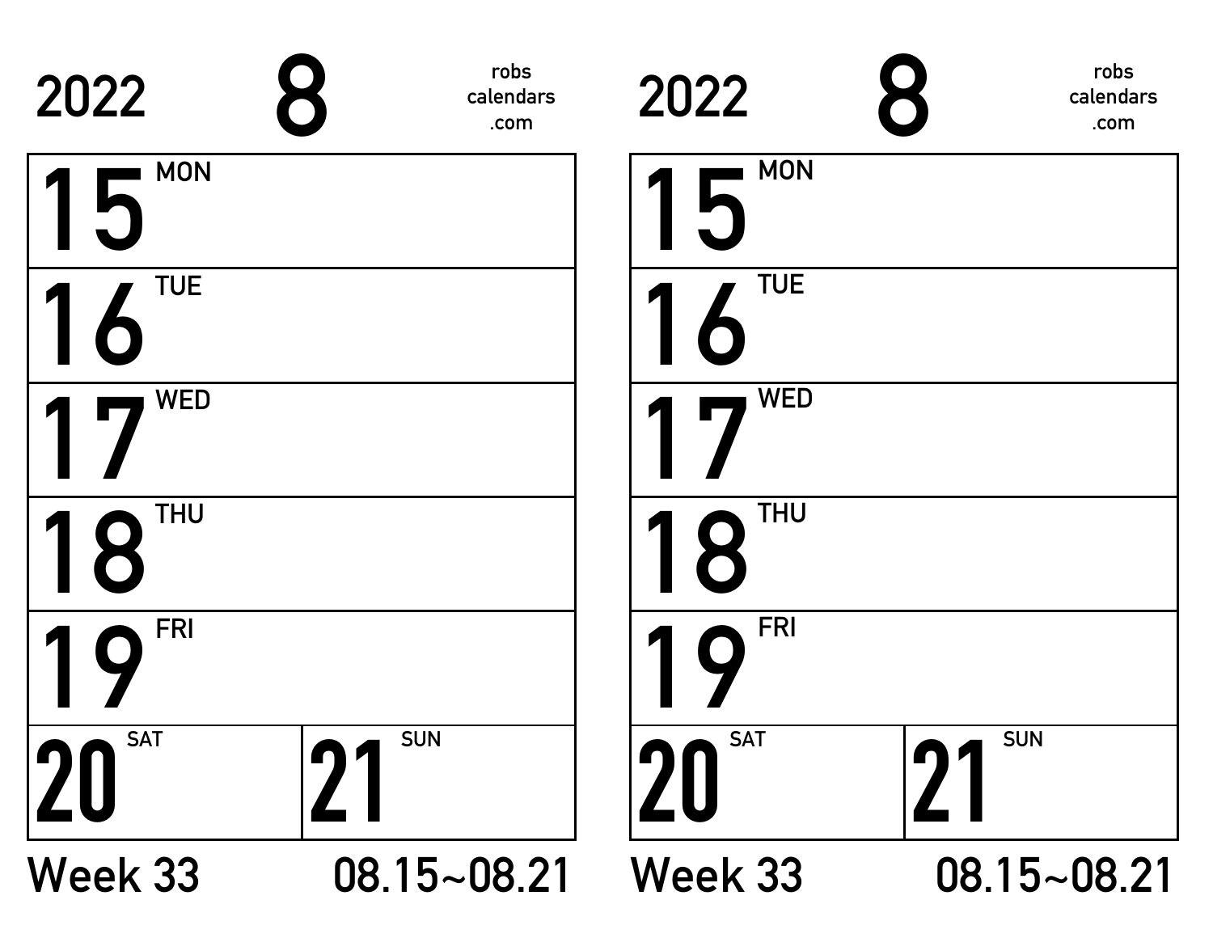2022 8 robs calendars .com

| 15 MON | |
|---|---|
| 16 TUE | |
| 17 WED | |
| 18 THU | |
| 19 FRI | |
| 20 SAT | 21 SUN |

Week 33 08.15~08.21

2022 8 robs calendars .com

| 15 MON | |
|---|---|
| 16 TUE | |
| 17 WED | |
| 18 THU | |
| 19 FRI | |
| 20 SAT | 21 SUN |

Week 33 08.15~08.21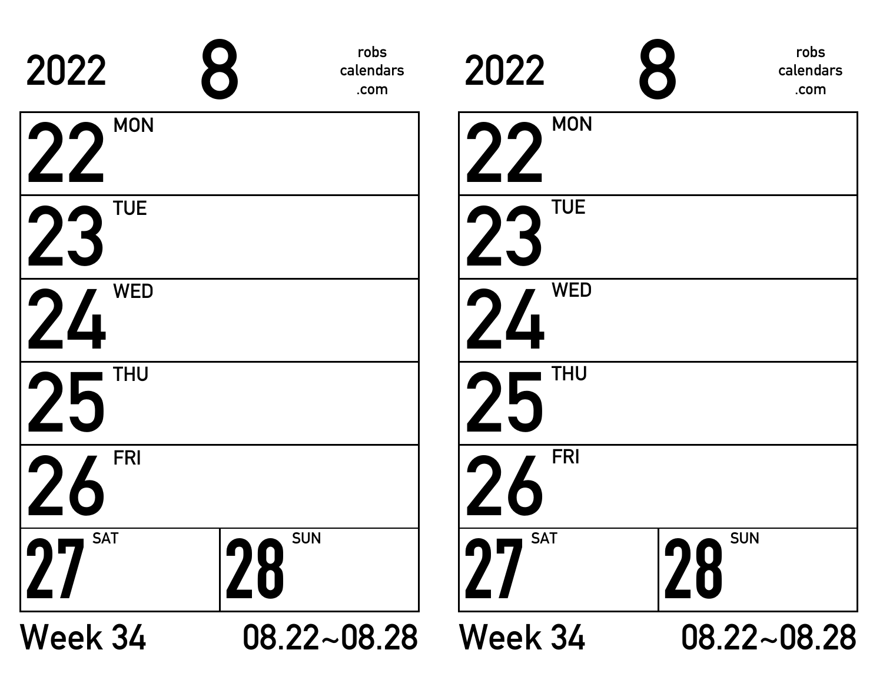2022 **8** robs calendars .com

| 22 MON | |
|---|---|
| 23 TUE | |
| 24 WED | |
| 25 THU | |
| 26 FRI | |
| 27 SAT | 28 SUN |

Week 34 08.22~08.28

2022 **8** robs calendars .com

| 22 MON | |
|---|---|
| 23 TUE | |
| 24 WED | |
| 25 THU | |
| 26 FRI | |
| 27 SAT | 28 SUN |

Week 34 08.22~08.28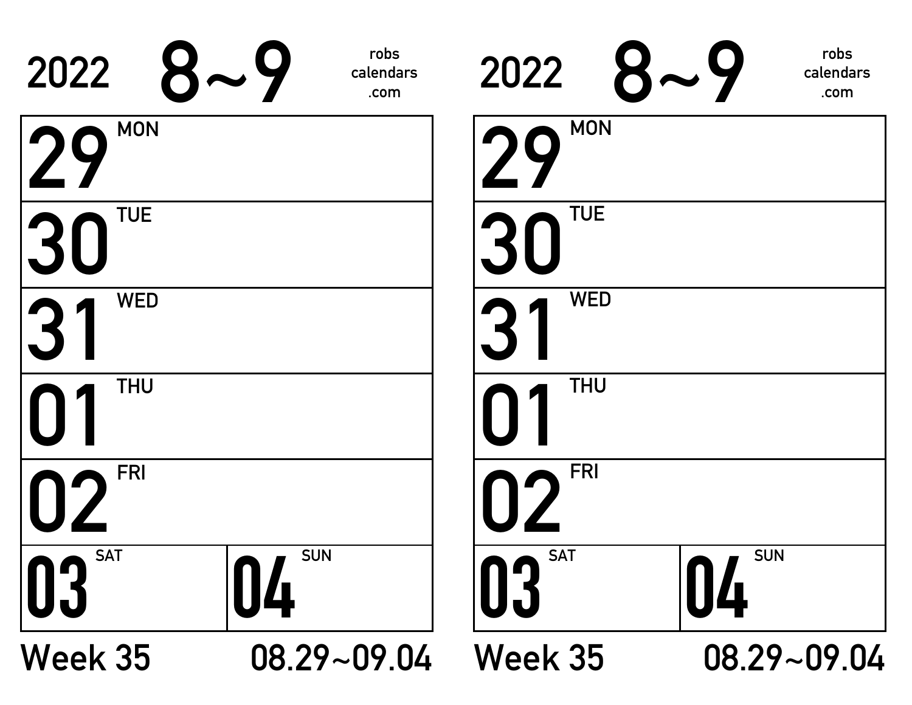2022 **8~9** robs calendars .com

| | |
|---|---|
| 29 MON | |
| 30 TUE | |
| 31 WED | |
| 01 THU | |
| 02 FRI | |
| 03 SAT | 04 SUN |

Week 35 08.29~09.04

2022 **8~9** robs calendars .com

| | |
|---|---|
| 29 MON | |
| 30 TUE | |
| 31 WED | |
| 01 THU | |
| 02 FRI | |
| 03 SAT | 04 SUN |

Week 35 08.29~09.04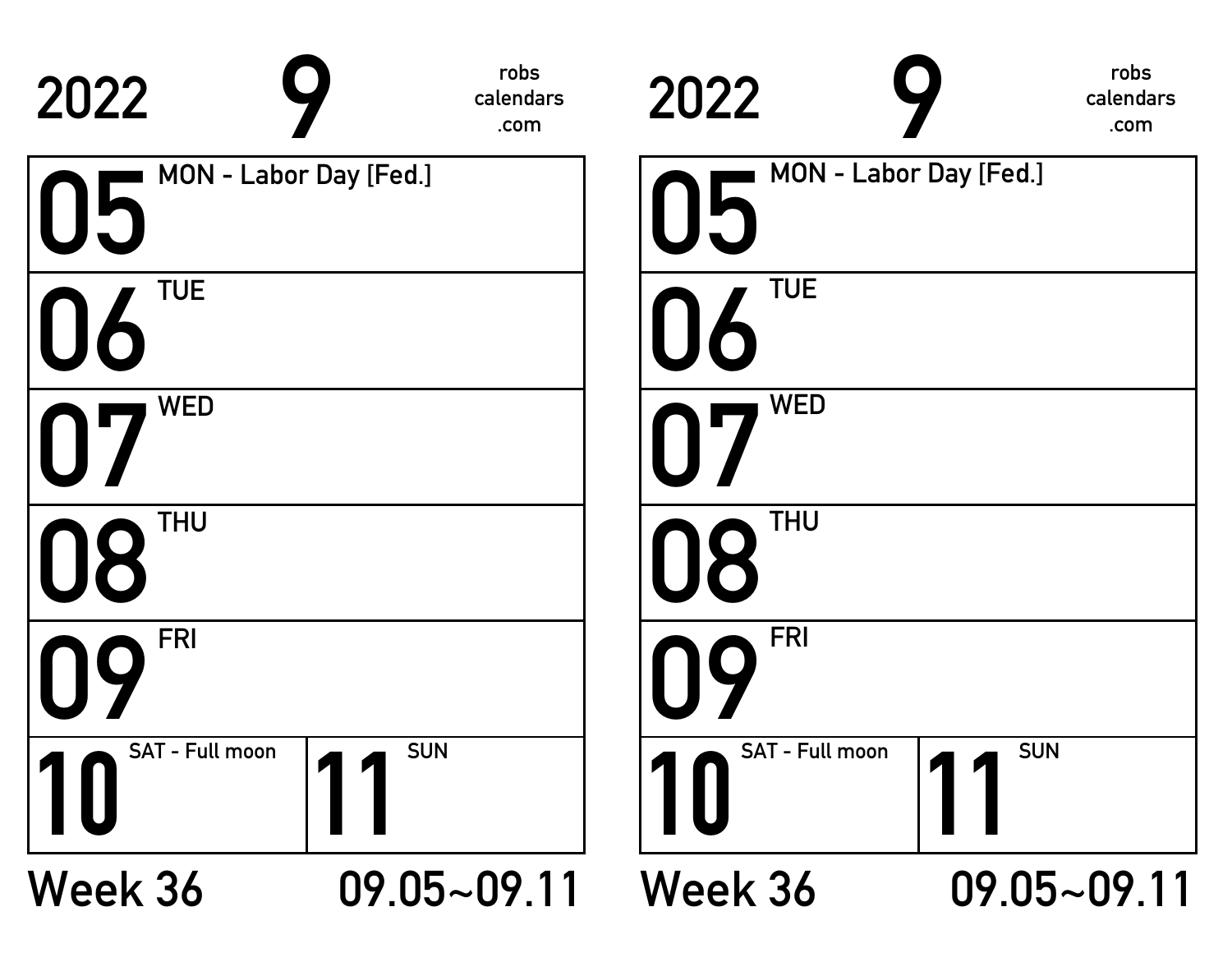2022 **9** robs calendars .com

| | |
|---|---|
| **05** | MON - Labor Day [Fed.] |
| **06** | TUE |
| **07** | WED |
| **08** | THU |
| **09** | FRI |
| **10** | SAT - Full moon |
| **11** | SUN |

**Week 36** **09.05~09.11**

2022 **9** robs calendars .com

| | |
|---|---|
| **05** | MON - Labor Day [Fed.] |
| **06** | TUE |
| **07** | WED |
| **08** | THU |
| **09** | FRI |
| **10** | SAT - Full moon |
| **11** | SUN |

**Week 36** **09.05~09.11**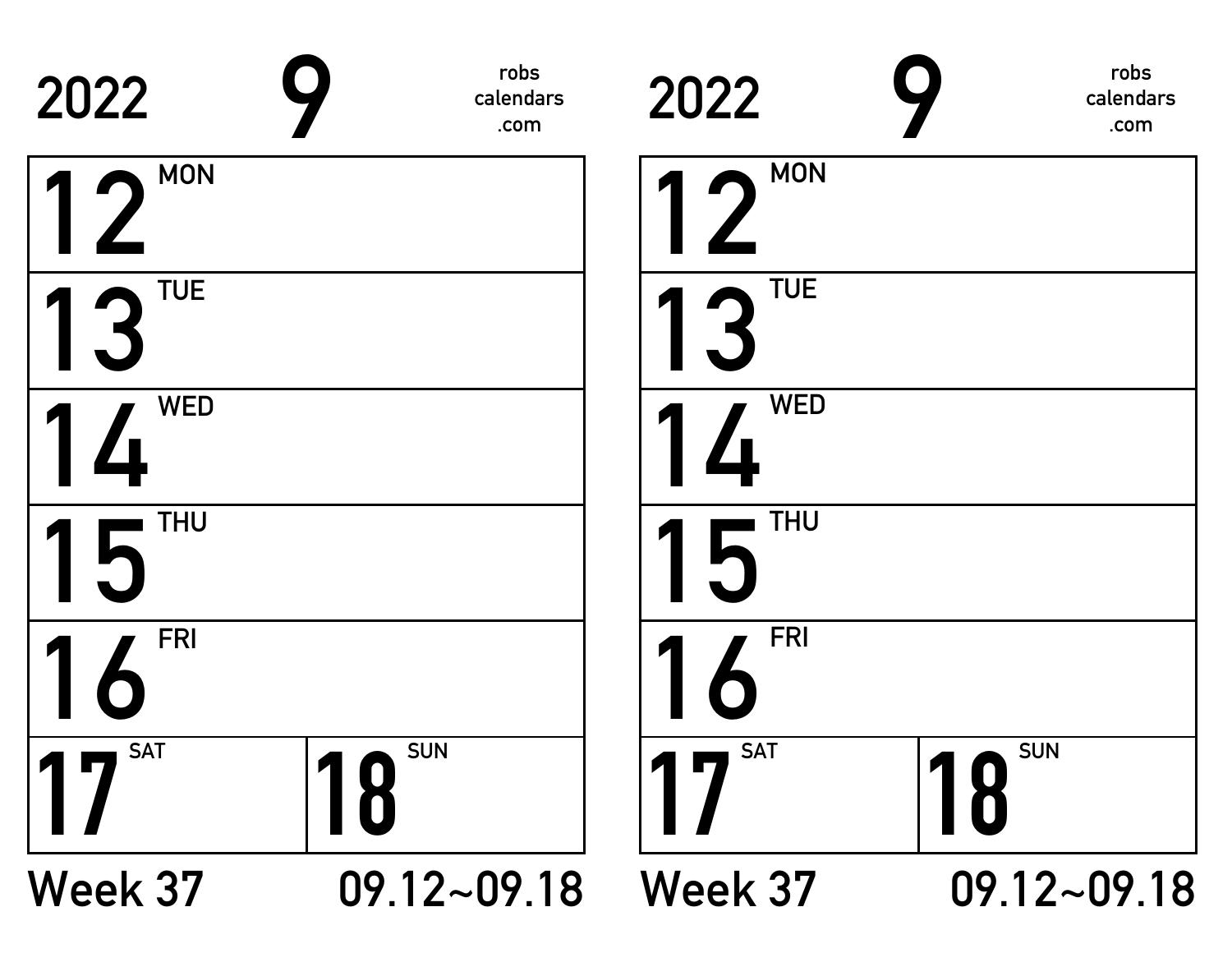2022 9 robs calendars .com

| 12 MON | |
|---|---|
| 13 TUE | |
| 14 WED | |
| 15 THU | |
| 16 FRI | |
| 17 SAT | 18 SUN |

Week 37 09.12~09.18

2022 9 robs calendars .com

| 12 MON | |
|---|---|
| 13 TUE | |
| 14 WED | |
| 15 THU | |
| 16 FRI | |
| 17 SAT | 18 SUN |

Week 37 09.12~09.18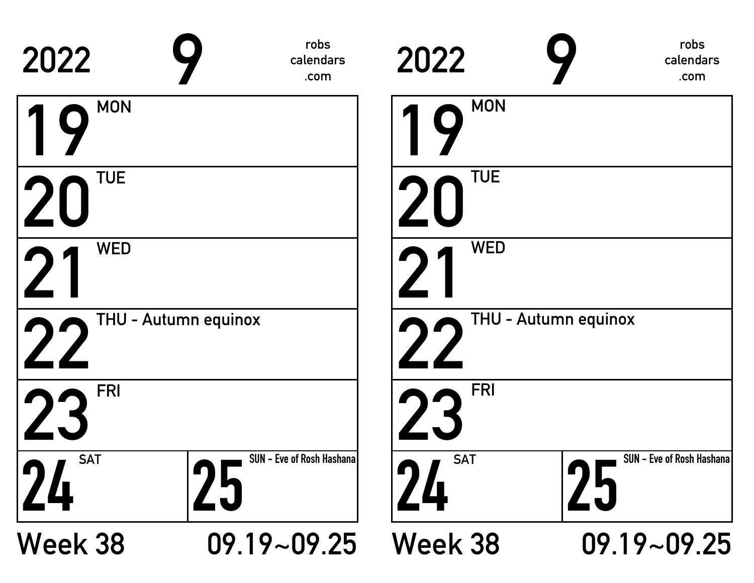2022 **9** robs calendars .com

| | |
|---|---|
| **19** MON | |
| **20** TUE | |
| **21** WED | |
| **22** THU - Autumn equinox | |
| **23** FRI | |
| **24** SAT | **25** SUN - Eve of Rosh Hashana |

Week 38 09.19~09.25

2022 **9** robs calendars .com

| | |
|---|---|
| **19** MON | |
| **20** TUE | |
| **21** WED | |
| **22** THU - Autumn equinox | |
| **23** FRI | |
| **24** SAT | **25** SUN - Eve of Rosh Hashana |

Week 38 09.19~09.25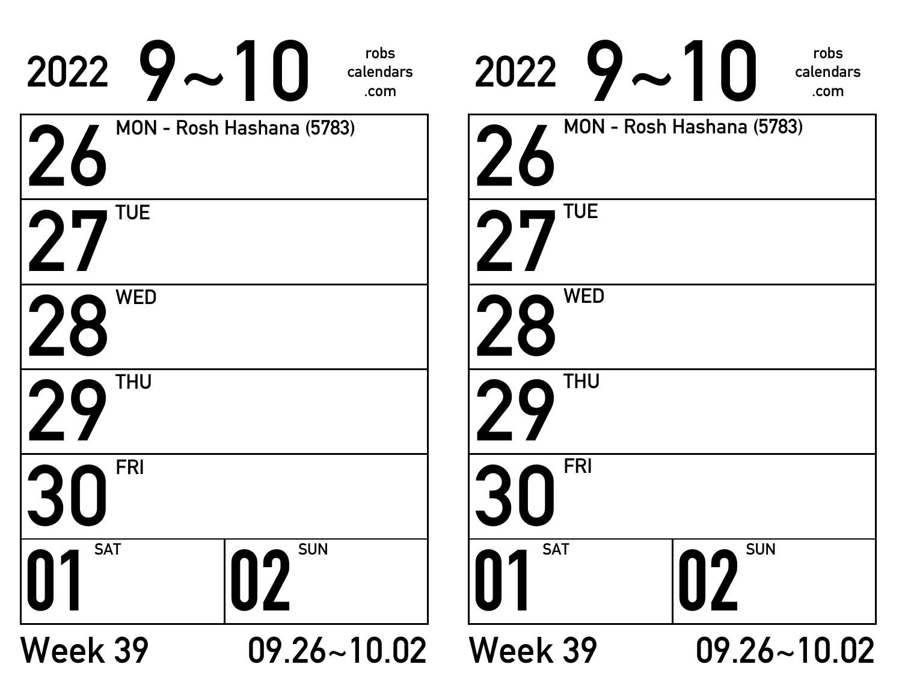2022 9~10

robs calendars .com

| | |
|---|---|
| 26 MON - Rosh Hashana (5783) | |
| 27 TUE | |
| 28 WED | |
| 29 THU | |
| 30 FRI | |
| 01 SAT | 02 SUN |

Week 39 09.26~10.02

2022 9~10

robs calendars .com

| | |
|---|---|
| 26 MON - Rosh Hashana (5783) | |
| 27 TUE | |
| 28 WED | |
| 29 THU | |
| 30 FRI | |
| 01 SAT | 02 SUN |

Week 39 09.26~10.02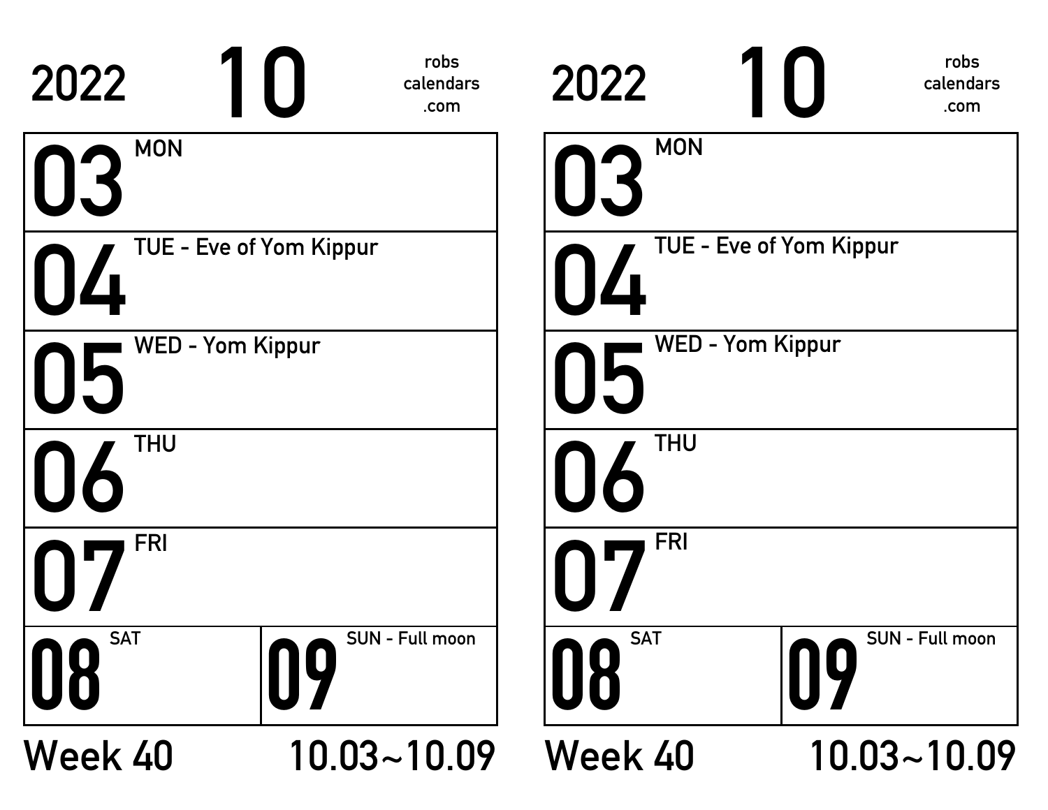2022 **10** robs calendars .com

| | |
|---|---|
| **03** MON | |
| **04** TUE - Eve of Yom Kippur | |
| **05** WED - Yom Kippur | |
| **06** THU | |
| **07** FRI | |
| **08** SAT | **09** SUN - Full moon |

Week 40 10.03~10.09

2022 **10** robs calendars .com

| | |
|---|---|
| **03** MON | |
| **04** TUE - Eve of Yom Kippur | |
| **05** WED - Yom Kippur | |
| **06** THU | |
| **07** FRI | |
| **08** SAT | **09** SUN - Full moon |

Week 40 10.03~10.09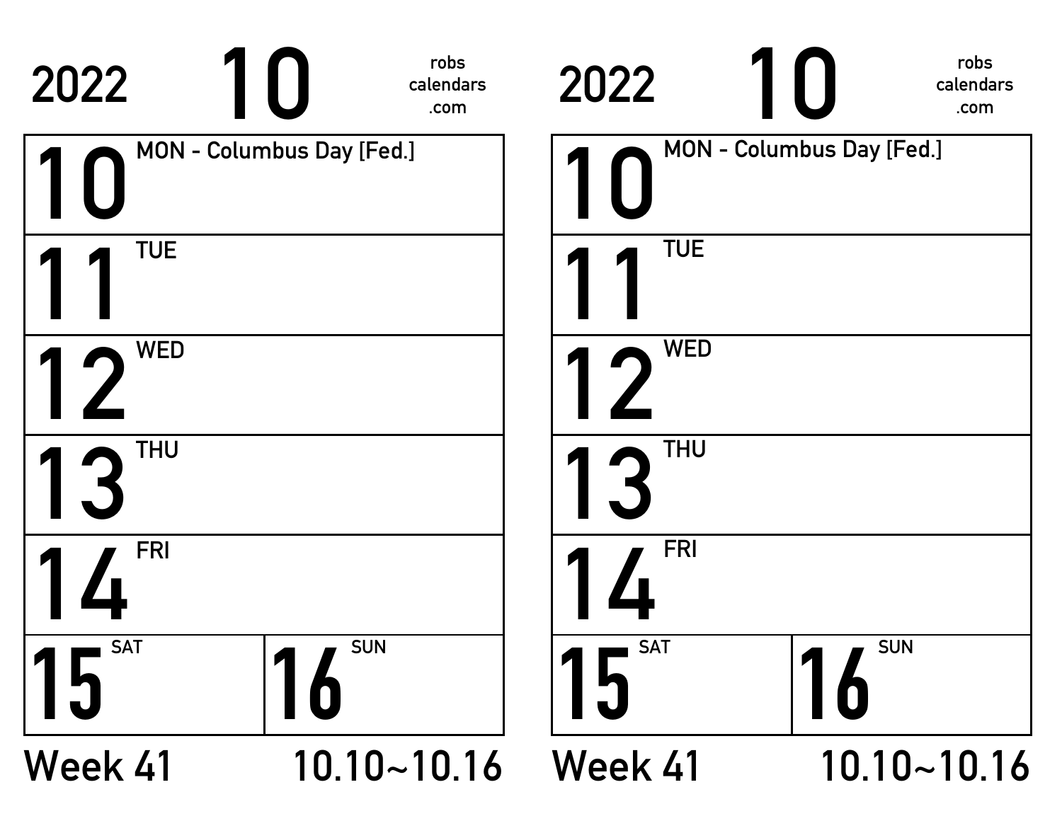2022 **10** robs calendars .com

| | |
|---|---|
| **10** MON - Columbus Day [Fed.] | |
| **11** TUE | |
| **12** WED | |
| **13** THU | |
| **14** FRI | |
| **15** SAT | **16** SUN |

Week 41 10.10~10.16

2022 **10** robs calendars .com

| | |
|---|---|
| **10** MON - Columbus Day [Fed.] | |
| **11** TUE | |
| **12** WED | |
| **13** THU | |
| **14** FRI | |
| **15** SAT | **16** SUN |

Week 41 10.10~10.16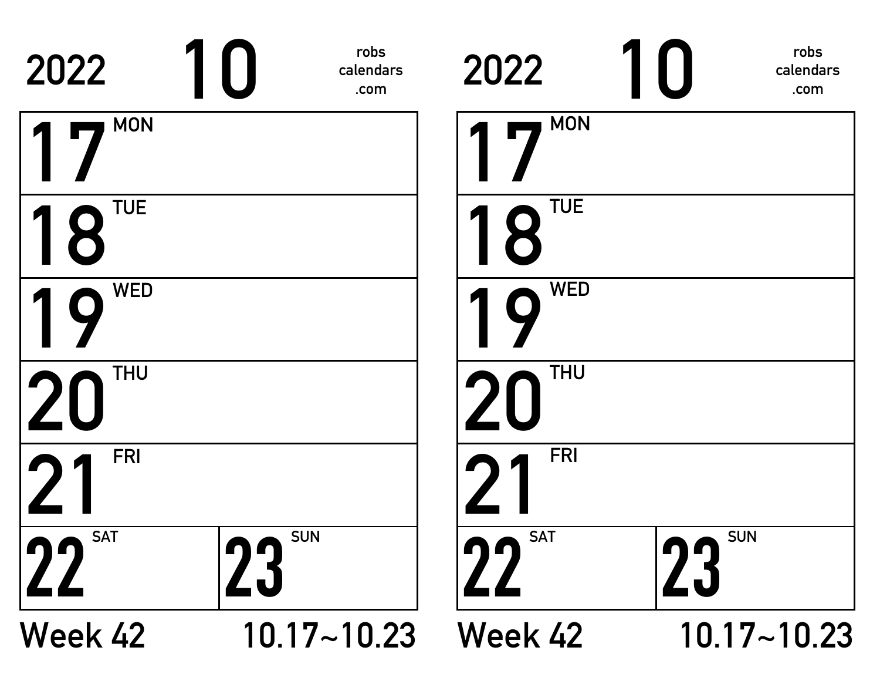2022 **10** robs calendars .com

| | |
|---|---|
| **17** MON | |
| **18** TUE | |
| **19** WED | |
| **20** THU | |
| **21** FRI | |
| **22** SAT | **23** SUN |

Week 42 10.17~10.23

2022 **10** robs calendars .com

| | |
|---|---|
| **17** MON | |
| **18** TUE | |
| **19** WED | |
| **20** THU | |
| **21** FRI | |
| **22** SAT | **23** SUN |

Week 42 10.17~10.23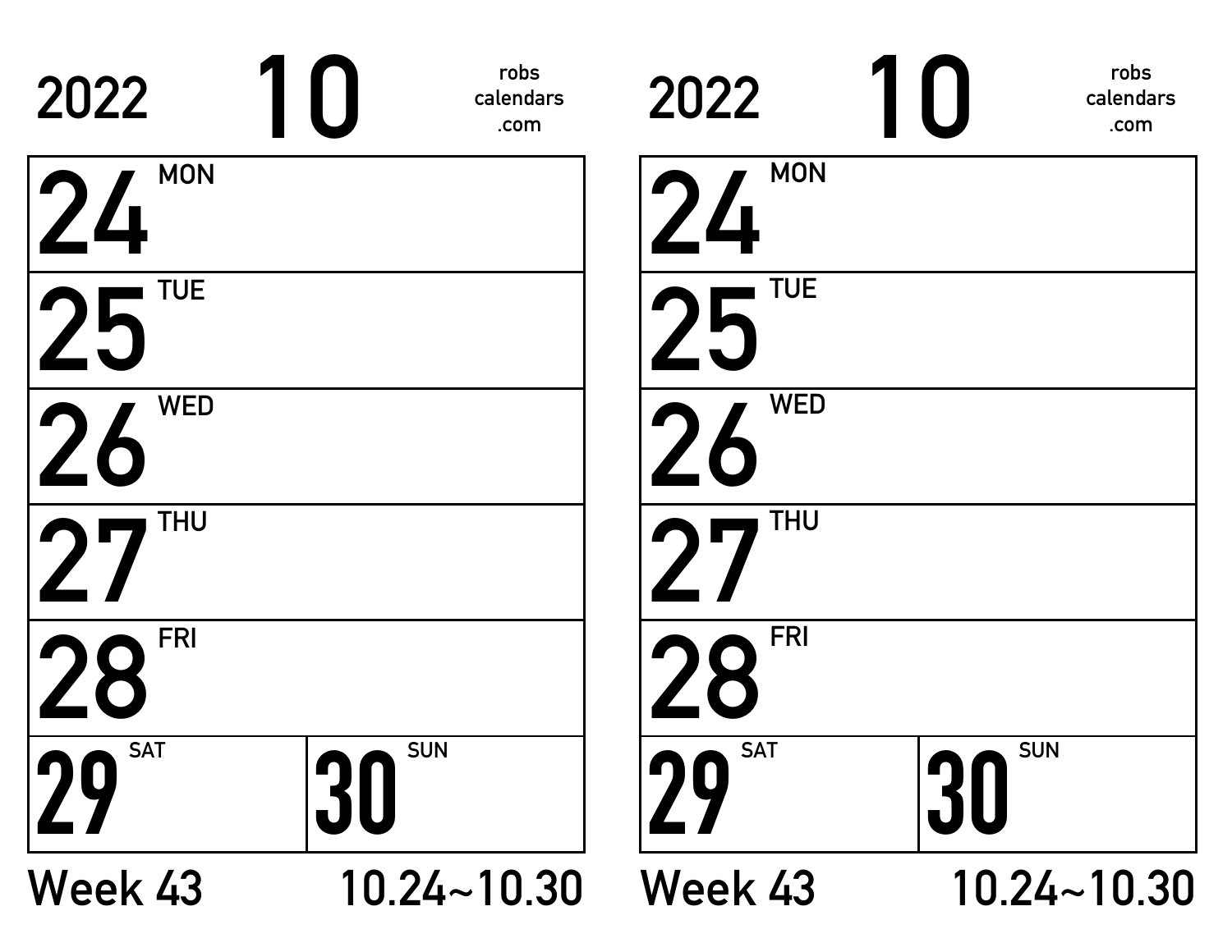2022 **10** robs calendars .com

| | |
|---|---|
| **24** MON | |
| **25** TUE | |
| **26** WED | |
| **27** THU | |
| **28** FRI | |
| **29** SAT | **30** SUN |

Week 43 10.24~10.30

2022 **10** robs calendars .com

| | |
|---|---|
| **24** MON | |
| **25** TUE | |
| **26** WED | |
| **27** THU | |
| **28** FRI | |
| **29** SAT | **30** SUN |

Week 43 10.24~10.30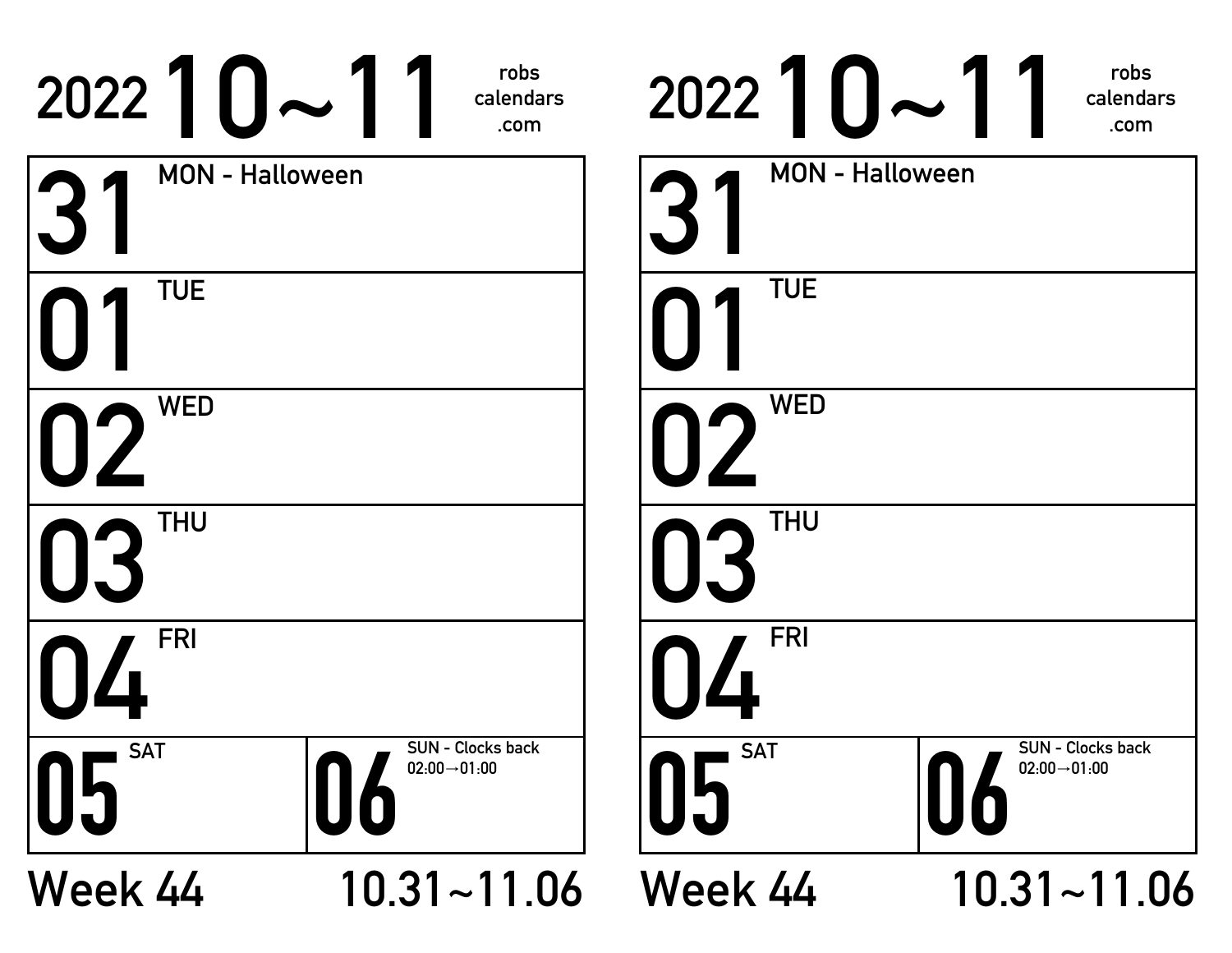# 2022 10~11

robs calendars .com

| | |
|---|---|
| **31** MON - Halloween | |
| **01** TUE | |
| **02** WED | |
| **03** THU | |
| **04** FRI | |
| **05** SAT | **06** SUN - Clocks back 02:00→01:00 |

Week 44 10.31~11.06

# 2022 10~11

robs calendars .com

| | |
|---|---|
| **31** MON - Halloween | |
| **01** TUE | |
| **02** WED | |
| **03** THU | |
| **04** FRI | |
| **05** SAT | **06** SUN - Clocks back 02:00→01:00 |

Week 44 10.31~11.06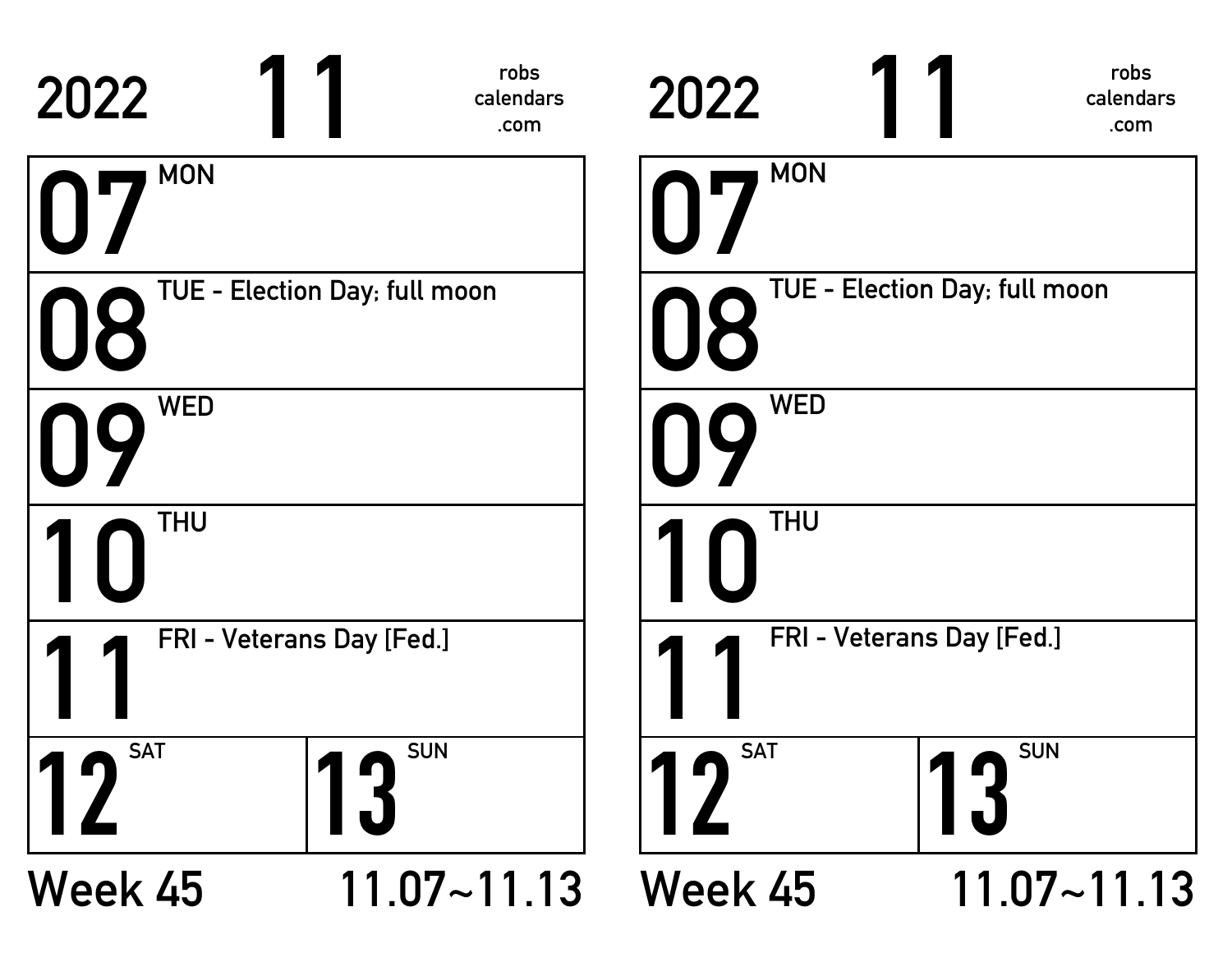2022 **11** robs calendars .com

| | |
|---|---|
| **07** MON | |
| **08** TUE - Election Day; full moon | |
| **09** WED | |
| **10** THU | |
| **11** FRI - Veterans Day [Fed.] | |
| **12** SAT | **13** SUN |

Week 45 11.07~11.13

2022 **11** robs calendars .com

| | |
|---|---|
| **07** MON | |
| **08** TUE - Election Day; full moon | |
| **09** WED | |
| **10** THU | |
| **11** FRI - Veterans Day [Fed.] | |
| **12** SAT | **13** SUN |

Week 45 11.07~11.13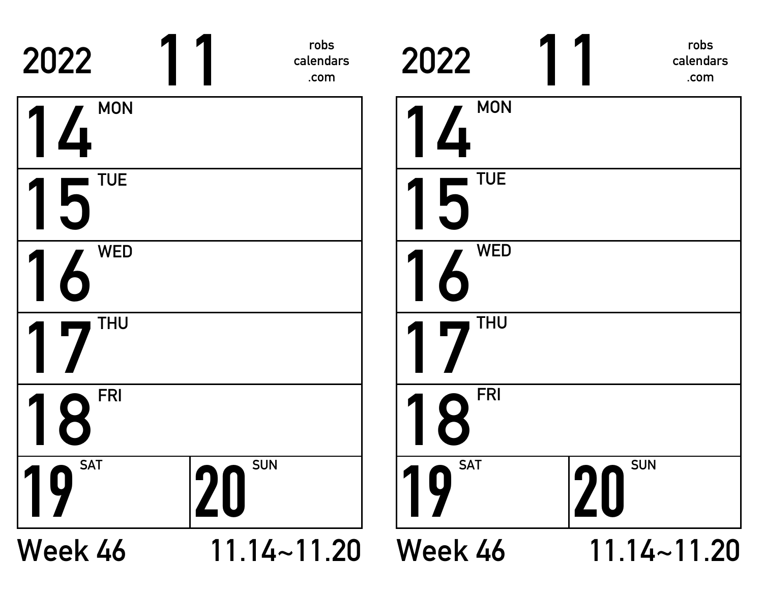2022 **11** robs calendars .com

| | |
|---|---|
| **14** MON | |
| **15** TUE | |
| **16** WED | |
| **17** THU | |
| **18** FRI | |
| **19** SAT | **20** SUN |

Week 46 11.14~11.20

2022 **11** robs calendars .com

| | |
|---|---|
| **14** MON | |
| **15** TUE | |
| **16** WED | |
| **17** THU | |
| **18** FRI | |
| **19** SAT | **20** SUN |

Week 46 11.14~11.20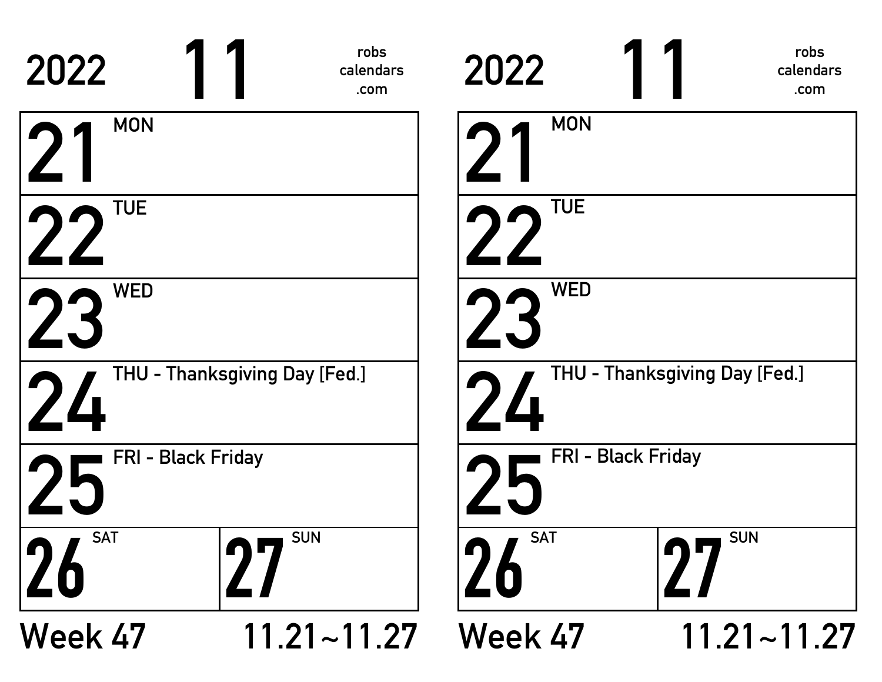2022 **11** robs calendars .com

| | |
|---|---|
| **21** MON | |
| **22** TUE | |
| **23** WED | |
| **24** THU - Thanksgiving Day [Fed.] | |
| **25** FRI - Black Friday | |
| **26** SAT | **27** SUN |

Week 47 11.21~11.27

2022 **11** robs calendars .com

| | |
|---|---|
| **21** MON | |
| **22** TUE | |
| **23** WED | |
| **24** THU - Thanksgiving Day [Fed.] | |
| **25** FRI - Black Friday | |
| **26** SAT | **27** SUN |

Week 47 11.21~11.27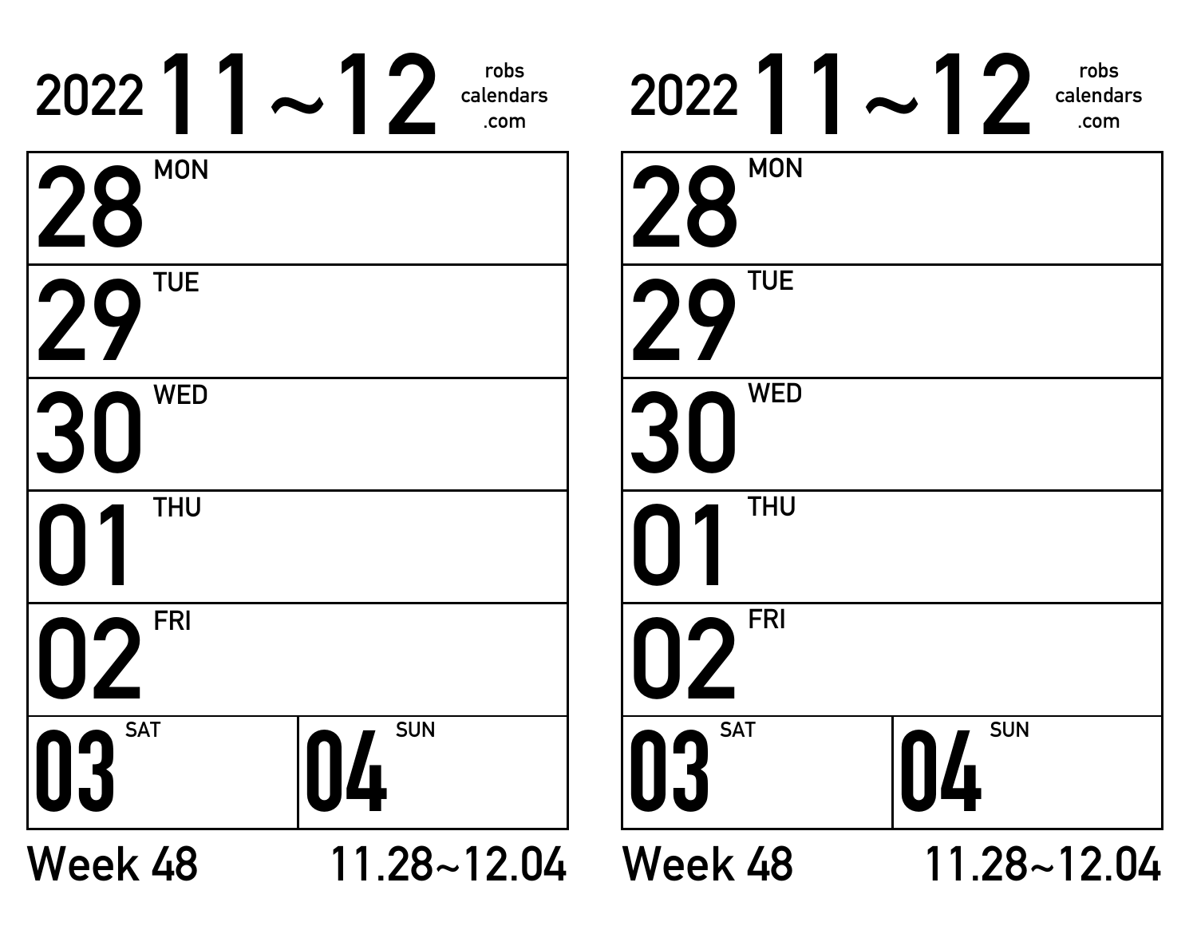# 2022 11~12

robs calendars .com

| | |
|---|---|
| 28 MON | |
| 29 TUE | |
| 30 WED | |
| 01 THU | |
| 02 FRI | |
| 03 SAT | 04 SUN |

Week 48 11.28~12.04

# 2022 11~12

robs calendars .com

| | |
|---|---|
| 28 MON | |
| 29 TUE | |
| 30 WED | |
| 01 THU | |
| 02 FRI | |
| 03 SAT | 04 SUN |

Week 48 11.28~12.04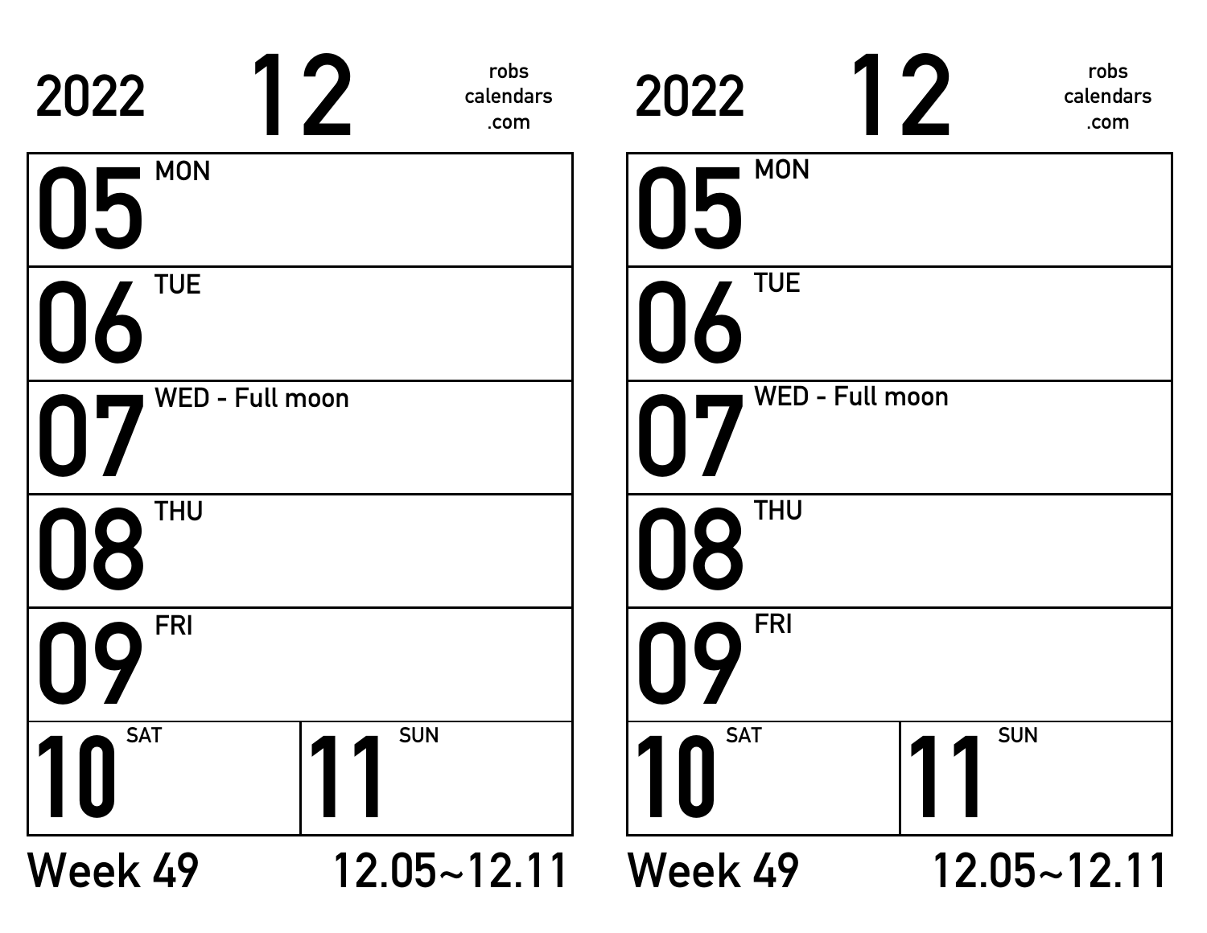2022 **12** robs calendars .com

| | |
|---|---|
| **05** MON | |
| **06** TUE | |
| **07** WED - Full moon | |
| **08** THU | |
| **09** FRI | |
| **10** SAT | **11** SUN |

Week 49 12.05~12.11

2022 **12** robs calendars .com

| | |
|---|---|
| **05** MON | |
| **06** TUE | |
| **07** WED - Full moon | |
| **08** THU | |
| **09** FRI | |
| **10** SAT | **11** SUN |

Week 49 12.05~12.11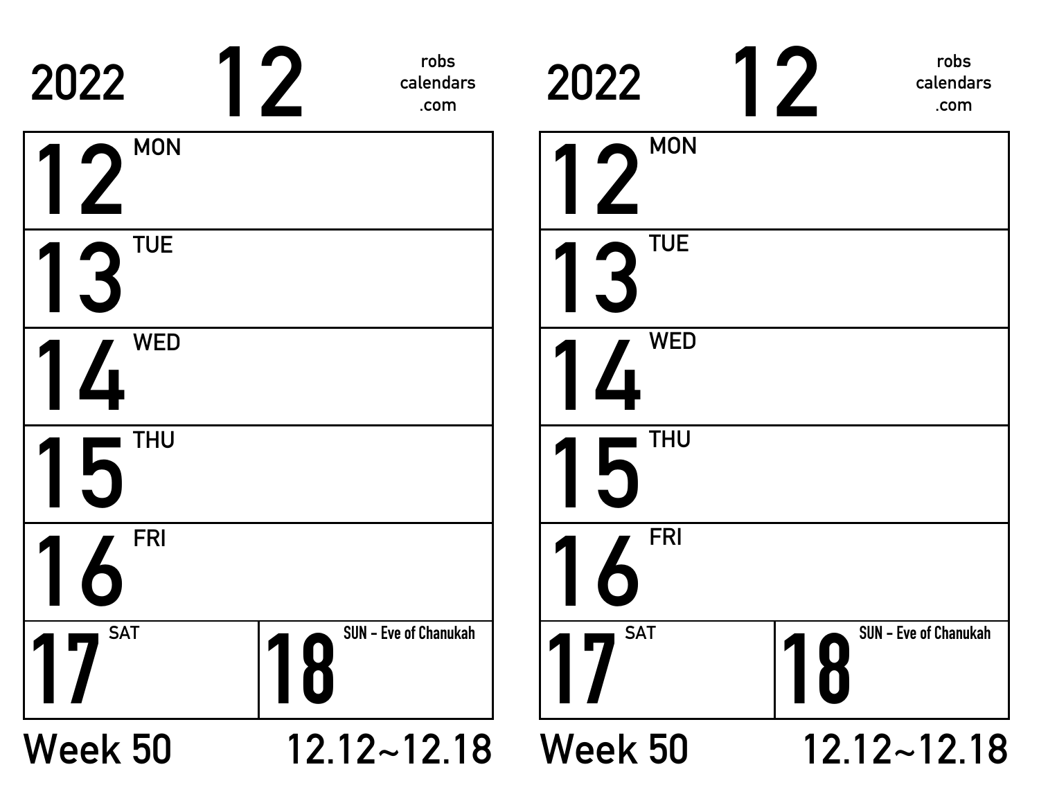2022 **12** robs calendars .com

| | |
|---|---|
| **12** MON | |
| **13** TUE | |
| **14** WED | |
| **15** THU | |
| **16** FRI | |
| **17** SAT | **18** SUN - Eve of Chanukah |

Week 50 12.12~12.18

2022 **12** robs calendars .com

| | |
|---|---|
| **12** MON | |
| **13** TUE | |
| **14** WED | |
| **15** THU | |
| **16** FRI | |
| **17** SAT | **18** SUN - Eve of Chanukah |

Week 50 12.12~12.18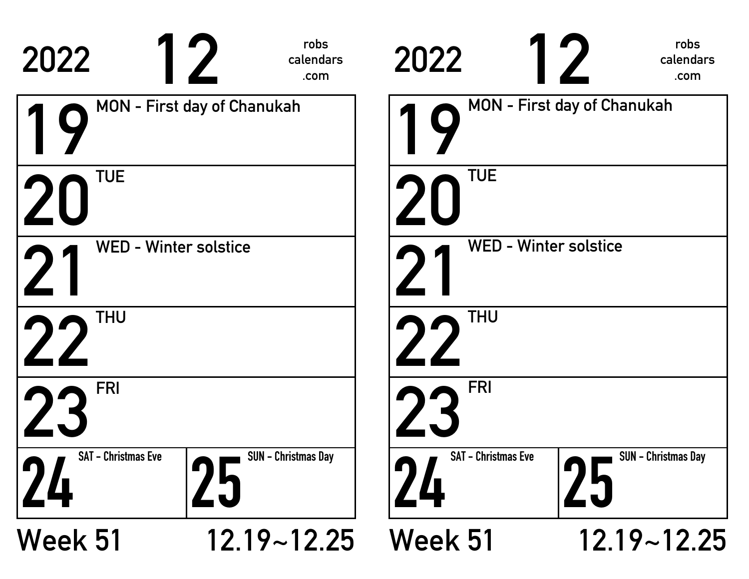2022 **12** robs calendars .com

| | |
|---|---|
| **19** MON - First day of Chanukah | |
| **20** TUE | |
| **21** WED - Winter solstice | |
| **22** THU | |
| **23** FRI | |
| **24** SAT - Christmas Eve | **25** SUN - Christmas Day |

Week 51 12.19~12.25

2022 **12** robs calendars .com

| | |
|---|---|
| **19** MON - First day of Chanukah | |
| **20** TUE | |
| **21** WED - Winter solstice | |
| **22** THU | |
| **23** FRI | |
| **24** SAT - Christmas Eve | **25** SUN - Christmas Day |

Week 51 12.19~12.25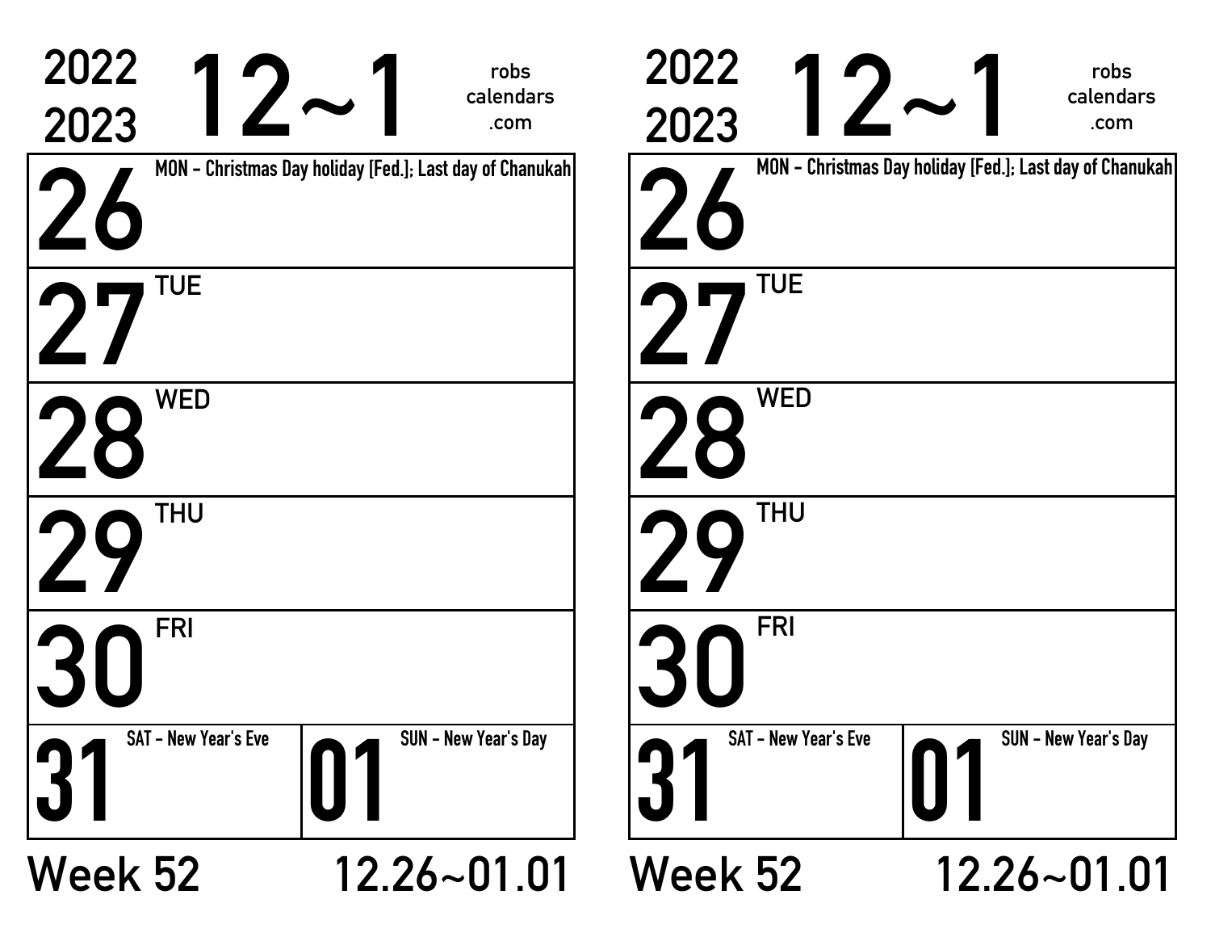2022
2023

# 12~1

robs
calendars
.com

| | |
|---|---|
| **26** MON - Christmas Day holiday [Fed.]; Last day of Chanukah | |
| **27** TUE | |
| **28** WED | |
| **29** THU | |
| **30** FRI | |
| **31** SAT - New Year's Eve | **01** SUN - New Year's Day |

Week 52 12.26~01.01

2022
2023

# 12~1

robs
calendars
.com

| | |
|---|---|
| **26** MON - Christmas Day holiday [Fed.]; Last day of Chanukah | |
| **27** TUE | |
| **28** WED | |
| **29** THU | |
| **30** FRI | |
| **31** SAT - New Year's Eve | **01** SUN - New Year's Day |

Week 52 12.26~01.01